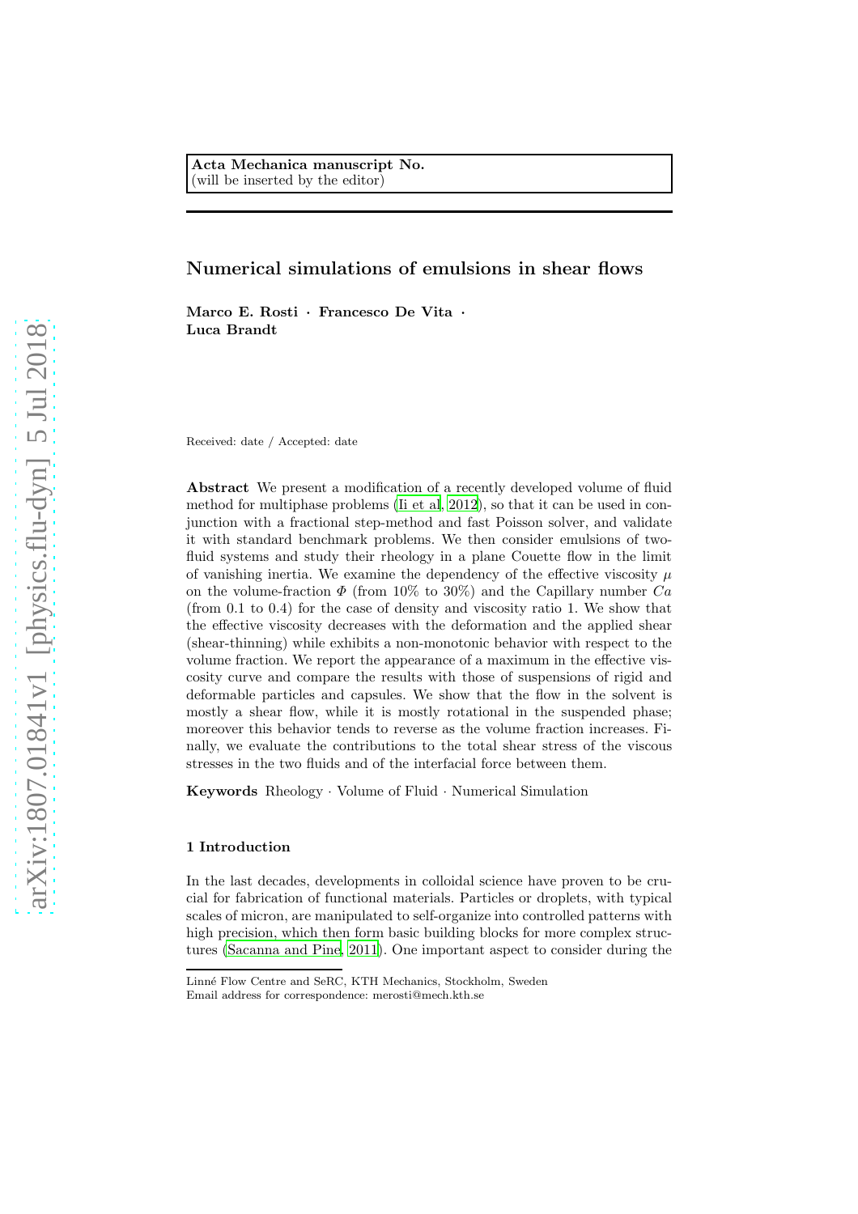Acta Mechanica manuscript No.
(will be inserted by the editor)

# Numerical simulations of emulsions in shear flows

**Marco E. Rosti · Francesco De Vita · Luca Brandt**

Received: date / Accepted: date

**Abstract** We present a modification of a recently developed volume of fluid method for multiphase problems (Ii et al, 2012), so that it can be used in conjunction with a fractional step-method and fast Poisson solver, and validate it with standard benchmark problems. We then consider emulsions of two-fluid systems and study their rheology in a plane Couette flow in the limit of vanishing inertia. We examine the dependency of the effective viscosity $\mu$ on the volume-fraction $\Phi$ (from 10% to 30%) and the Capillary number $Ca$ (from 0.1 to 0.4) for the case of density and viscosity ratio 1. We show that the effective viscosity decreases with the deformation and the applied shear (shear-thinning) while exhibits a non-monotonic behavior with respect to the volume fraction. We report the appearance of a maximum in the effective viscosity curve and compare the results with those of suspensions of rigid and deformable particles and capsules. We show that the flow in the solvent is mostly a shear flow, while it is mostly rotational in the suspended phase; moreover this behavior tends to reverse as the volume fraction increases. Finally, we evaluate the contributions to the total shear stress of the viscous stresses in the two fluids and of the interfacial force between them.

**Keywords** Rheology · Volume of Fluid · Numerical Simulation

## 1 Introduction

In the last decades, developments in colloidal science have proven to be crucial for fabrication of functional materials. Particles or droplets, with typical scales of micron, are manipulated to self-organize into controlled patterns with high precision, which then form basic building blocks for more complex structures (Sacanna and Pine, 2011). One important aspect to consider during the

Linné Flow Centre and SeRC, KTH Mechanics, Stockholm, Sweden
Email address for correspondence: merosti@mech.kth.se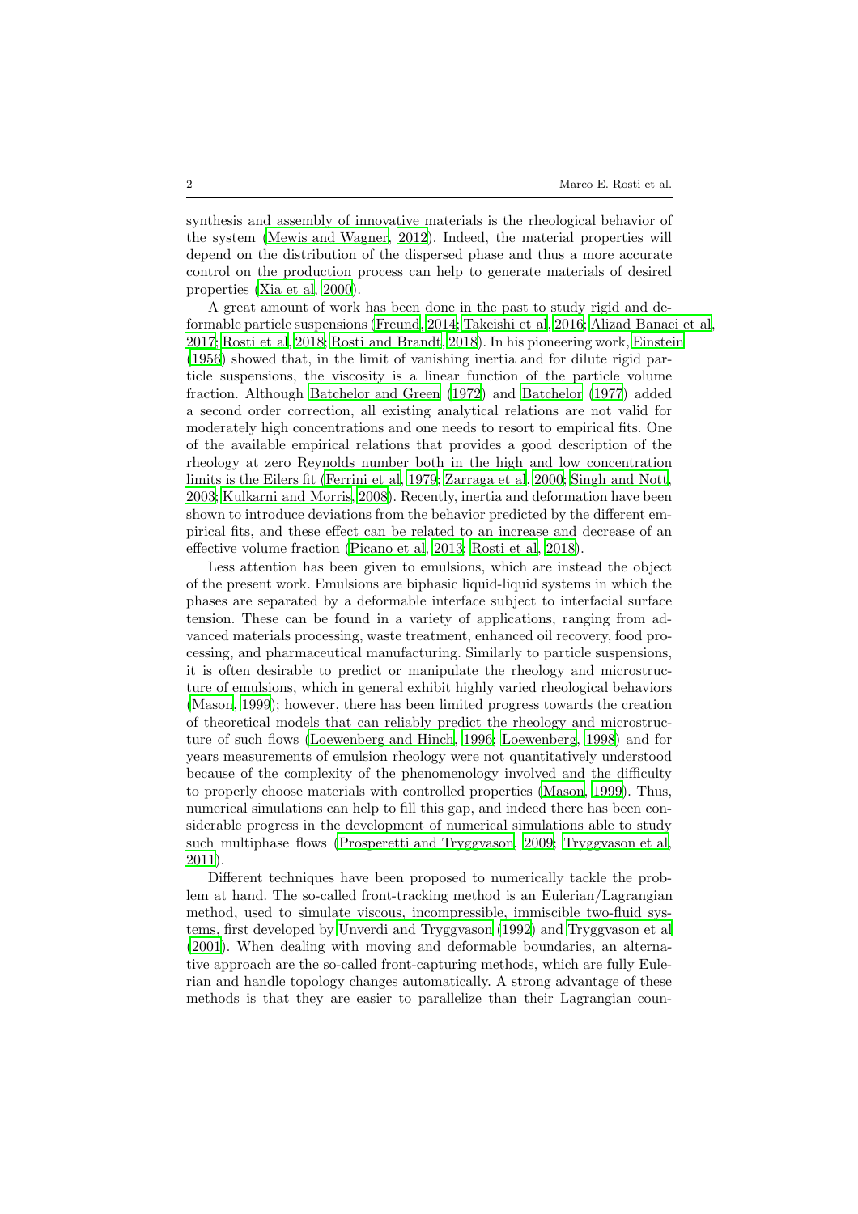synthesis and assembly of innovative materials is the rheological behavior of the system (Mewis and Wagner, 2012). Indeed, the material properties will depend on the distribution of the dispersed phase and thus a more accurate control on the production process can help to generate materials of desired properties (Xia et al, 2000).

A great amount of work has been done in the past to study rigid and deformable particle suspensions (Freund, 2014; Takeishi et al, 2016; Alizad Banaei et al, 2017; Rosti et al, 2018; Rosti and Brandt, 2018). In his pioneering work, Einstein (1956) showed that, in the limit of vanishing inertia and for dilute rigid particle suspensions, the viscosity is a linear function of the particle volume fraction. Although Batchelor and Green (1972) and Batchelor (1977) added a second order correction, all existing analytical relations are not valid for moderately high concentrations and one needs to resort to empirical fits. One of the available empirical relations that provides a good description of the rheology at zero Reynolds number both in the high and low concentration limits is the Eilers fit (Ferrini et al, 1979; Zarraga et al, 2000; Singh and Nott, 2003; Kulkarni and Morris, 2008). Recently, inertia and deformation have been shown to introduce deviations from the behavior predicted by the different empirical fits, and these effect can be related to an increase and decrease of an effective volume fraction (Picano et al, 2013; Rosti et al, 2018).

Less attention has been given to emulsions, which are instead the object of the present work. Emulsions are biphasic liquid-liquid systems in which the phases are separated by a deformable interface subject to interfacial surface tension. These can be found in a variety of applications, ranging from advanced materials processing, waste treatment, enhanced oil recovery, food processing, and pharmaceutical manufacturing. Similarly to particle suspensions, it is often desirable to predict or manipulate the rheology and microstructure of emulsions, which in general exhibit highly varied rheological behaviors (Mason, 1999); however, there has been limited progress towards the creation of theoretical models that can reliably predict the rheology and microstructure of such flows (Loewenberg and Hinch, 1996; Loewenberg, 1998) and for years measurements of emulsion rheology were not quantitatively understood because of the complexity of the phenomenology involved and the difficulty to properly choose materials with controlled properties (Mason, 1999). Thus, numerical simulations can help to fill this gap, and indeed there has been considerable progress in the development of numerical simulations able to study such multiphase flows (Prosperetti and Tryggvason, 2009; Tryggvason et al, 2011).

Different techniques have been proposed to numerically tackle the problem at hand. The so-called front-tracking method is an Eulerian/Lagrangian method, used to simulate viscous, incompressible, immiscible two-fluid systems, first developed by Unverdi and Tryggvason (1992) and Tryggvason et al (2001). When dealing with moving and deformable boundaries, an alternative approach are the so-called front-capturing methods, which are fully Eulerian and handle topology changes automatically. A strong advantage of these methods is that they are easier to parallelize than their Lagrangian coun-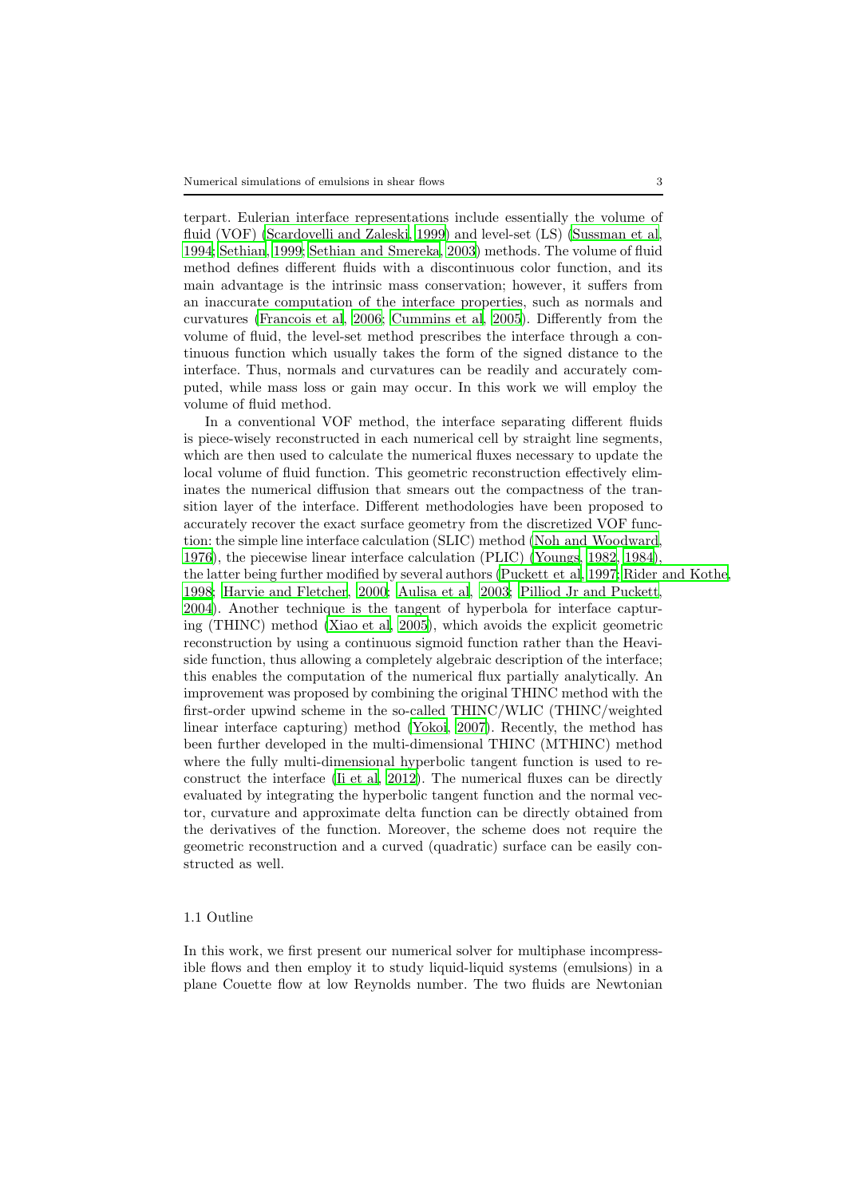terpart. Eulerian interface representations include essentially the volume of fluid (VOF) (Scardovelli and Zaleski, 1999) and level-set (LS) (Sussman et al, 1994; Sethian, 1999; Sethian and Smereka, 2003) methods. The volume of fluid method defines different fluids with a discontinuous color function, and its main advantage is the intrinsic mass conservation; however, it suffers from an inaccurate computation of the interface properties, such as normals and curvatures (Francois et al, 2006; Cummins et al, 2005). Differently from the volume of fluid, the level-set method prescribes the interface through a continuous function which usually takes the form of the signed distance to the interface. Thus, normals and curvatures can be readily and accurately computed, while mass loss or gain may occur. In this work we will employ the volume of fluid method.

In a conventional VOF method, the interface separating different fluids is piece-wisely reconstructed in each numerical cell by straight line segments, which are then used to calculate the numerical fluxes necessary to update the local volume of fluid function. This geometric reconstruction effectively eliminates the numerical diffusion that smears out the compactness of the transition layer of the interface. Different methodologies have been proposed to accurately recover the exact surface geometry from the discretized VOF function: the simple line interface calculation (SLIC) method (Noh and Woodward, 1976), the piecewise linear interface calculation (PLIC) (Youngs, 1982, 1984), the latter being further modified by several authors (Puckett et al, 1997; Rider and Kothe, 1998; Harvie and Fletcher, 2000; Aulisa et al, 2003; Pilliod Jr and Puckett, 2004). Another technique is the tangent of hyperbola for interface capturing (THINC) method (Xiao et al, 2005), which avoids the explicit geometric reconstruction by using a continuous sigmoid function rather than the Heaviside function, thus allowing a completely algebraic description of the interface; this enables the computation of the numerical flux partially analytically. An improvement was proposed by combining the original THINC method with the first-order upwind scheme in the so-called THINC/WLIC (THINC/weighted linear interface capturing) method (Yokoi, 2007). Recently, the method has been further developed in the multi-dimensional THINC (MTHINC) method where the fully multi-dimensional hyperbolic tangent function is used to reconstruct the interface (Ii et al, 2012). The numerical fluxes can be directly evaluated by integrating the hyperbolic tangent function and the normal vector, curvature and approximate delta function can be directly obtained from the derivatives of the function. Moreover, the scheme does not require the geometric reconstruction and a curved (quadratic) surface can be easily constructed as well.

## 1.1 Outline

In this work, we first present our numerical solver for multiphase incompressible flows and then employ it to study liquid-liquid systems (emulsions) in a plane Couette flow at low Reynolds number. The two fluids are Newtonian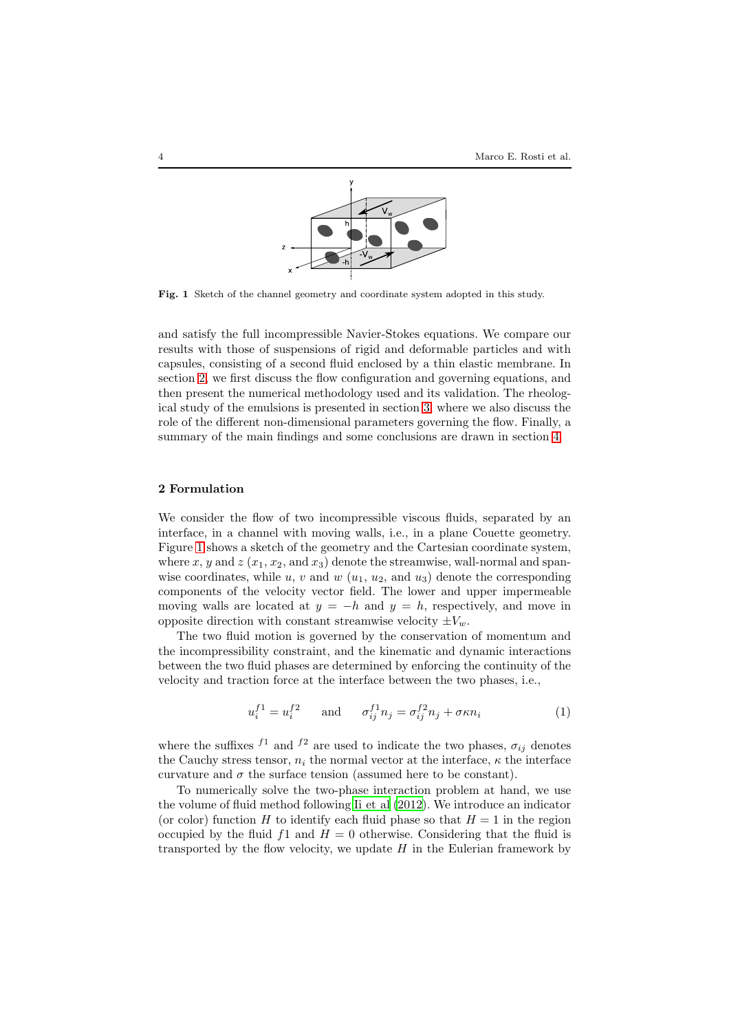**Fig. 1** Sketch of the channel geometry and coordinate system adopted in this study.

and satisfy the full incompressible Navier-Stokes equations. We compare our results with those of suspensions of rigid and deformable particles and with capsules, consisting of a second fluid enclosed by a thin elastic membrane. In section 2, we first discuss the flow configuration and governing equations, and then present the numerical methodology used and its validation. The rheological study of the emulsions is presented in section 3, where we also discuss the role of the different non-dimensional parameters governing the flow. Finally, a summary of the main findings and some conclusions are drawn in section 4.

## 2 Formulation

We consider the flow of two incompressible viscous fluids, separated by an interface, in a channel with moving walls, i.e., in a plane Couette geometry. Figure 1 shows a sketch of the geometry and the Cartesian coordinate system, where $x$, $y$ and $z$ ($x_1$, $x_2$, and $x_3$) denote the streamwise, wall-normal and spanwise coordinates, while $u$, $v$ and $w$ ($u_1$, $u_2$, and $u_3$) denote the corresponding components of the velocity vector field. The lower and upper impermeable moving walls are located at $y = -h$ and $y = h$, respectively, and move in opposite direction with constant streamwise velocity $\pm V_w$.

The two fluid motion is governed by the conservation of momentum and the incompressibility constraint, and the kinematic and dynamic interactions between the two fluid phases are determined by enforcing the continuity of the velocity and traction force at the interface between the two phases, i.e.,

$$u_i^{f1} = u_i^{f2} \qquad \text{and} \qquad \sigma_{ij}^{f1} n_j = \sigma_{ij}^{f2} n_j + \sigma \kappa n_i \tag{1}$$

where the suffixes $^{f1}$ and $^{f2}$ are used to indicate the two phases, $\sigma_{ij}$ denotes the Cauchy stress tensor, $n_i$ the normal vector at the interface, $\kappa$ the interface curvature and $\sigma$ the surface tension (assumed here to be constant).

To numerically solve the two-phase interaction problem at hand, we use the volume of fluid method following Ii et al (2012). We introduce an indicator (or color) function $H$ to identify each fluid phase so that $H = 1$ in the region occupied by the fluid $f1$ and $H = 0$ otherwise. Considering that the fluid is transported by the flow velocity, we update $H$ in the Eulerian framework by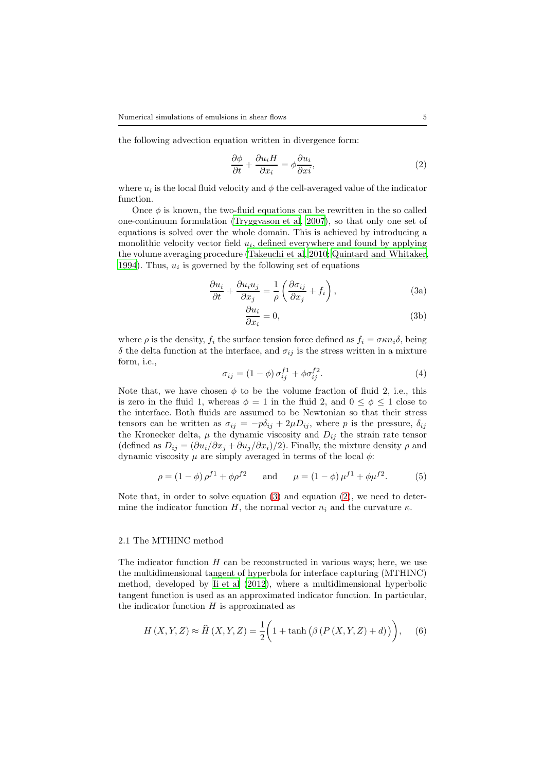the following advection equation written in divergence form:

$$\frac{\partial \phi}{\partial t} + \frac{\partial u_i H}{\partial x_i} = \phi \frac{\partial u_i}{\partial xi}, \tag{2}$$

where $u_i$ is the local fluid velocity and $\phi$ the cell-averaged value of the indicator function.

Once $\phi$ is known, the two-fluid equations can be rewritten in the so called one-continuum formulation (Tryggvason et al, 2007), so that only one set of equations is solved over the whole domain. This is achieved by introducing a monolithic velocity vector field $u_i$, defined everywhere and found by applying the volume averaging procedure (Takeuchi et al, 2010; Quintard and Whitaker, 1994). Thus, $u_i$ is governed by the following set of equations

$$\frac{\partial u_i}{\partial t} + \frac{\partial u_i u_j}{\partial x_j} = \frac{1}{\rho} \left( \frac{\partial \sigma_{ij}}{\partial x_j} + f_i \right), \tag{3a}$$

$$\frac{\partial u_i}{\partial x_i} = 0, \tag{3b}$$

where $\rho$ is the density, $f_i$ the surface tension force defined as $f_i = \sigma \kappa n_i \delta$, being $\delta$ the delta function at the interface, and $\sigma_{ij}$ is the stress written in a mixture form, i.e.,

$$\sigma_{ij} = (1 - \phi)\, \sigma_{ij}^{f1} + \phi \sigma_{ij}^{f2}. \tag{4}$$

Note that, we have chosen $\phi$ to be the volume fraction of fluid 2, i.e., this is zero in the fluid 1, whereas $\phi = 1$ in the fluid 2, and $0 \leq \phi \leq 1$ close to the interface. Both fluids are assumed to be Newtonian so that their stress tensors can be written as $\sigma_{ij} = -p\delta_{ij} + 2\mu D_{ij}$, where $p$ is the pressure, $\delta_{ij}$ the Kronecker delta, $\mu$ the dynamic viscosity and $D_{ij}$ the strain rate tensor (defined as $D_{ij} = (\partial u_i / \partial x_j + \partial u_j / \partial x_i)/2$). Finally, the mixture density $\rho$ and dynamic viscosity $\mu$ are simply averaged in terms of the local $\phi$:

$$\rho = (1 - \phi)\, \rho^{f1} + \phi \rho^{f2} \qquad \text{and} \qquad \mu = (1 - \phi)\, \mu^{f1} + \phi \mu^{f2}. \tag{5}$$

Note that, in order to solve equation (3) and equation (2), we need to determine the indicator function $H$, the normal vector $n_i$ and the curvature $\kappa$.

## 2.1 The MTHINC method

The indicator function $H$ can be reconstructed in various ways; here, we use the multidimensional tangent of hyperbola for interface capturing (MTHINC) method, developed by Ii et al (2012), where a multidimensional hyperbolic tangent function is used as an approximated indicator function. In particular, the indicator function $H$ is approximated as

$$H(X, Y, Z) \approx \widehat{H}(X, Y, Z) = \frac{1}{2} \bigg( 1 + \tanh \big( \beta \left( P(X, Y, Z) + d \right) \big) \bigg), \tag{6}$$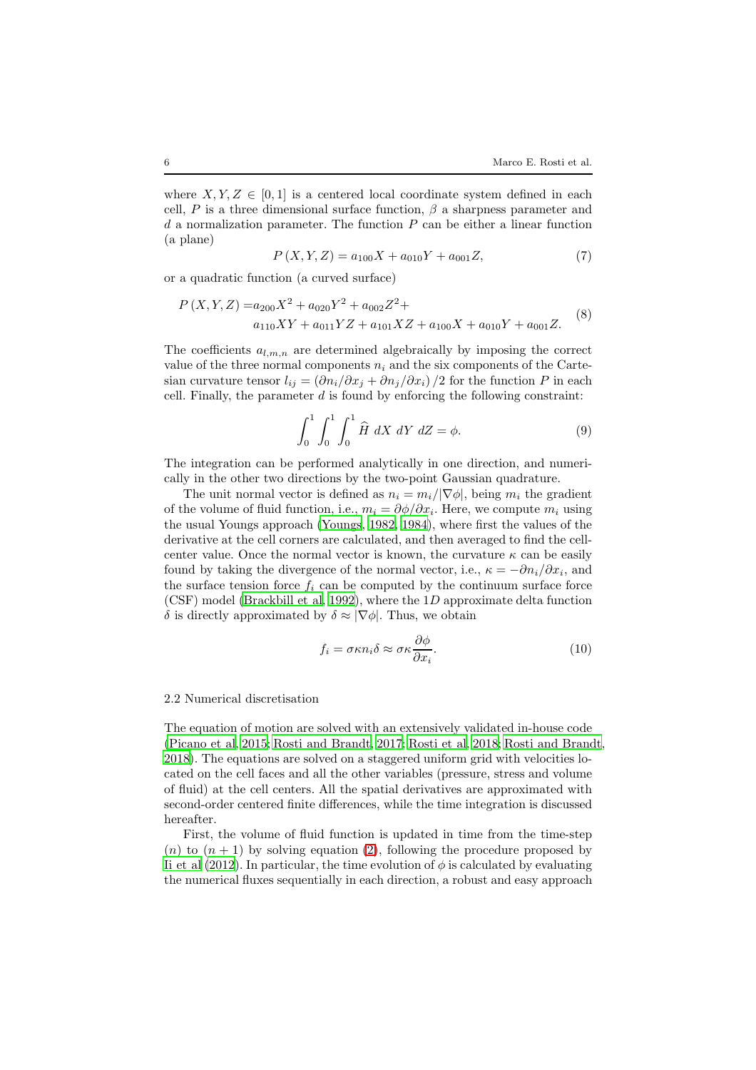where $X, Y, Z \in [0, 1]$ is a centered local coordinate system defined in each cell, $P$ is a three dimensional surface function, $\beta$ a sharpness parameter and $d$ a normalization parameter. The function $P$ can be either a linear function (a plane)

$$P(X, Y, Z) = a_{100}X + a_{010}Y + a_{001}Z, \tag{7}$$

or a quadratic function (a curved surface)

$$\begin{aligned} P(X, Y, Z) =& a_{200}X^2 + a_{020}Y^2 + a_{002}Z^2 + \\ & a_{110}XY + a_{011}YZ + a_{101}XZ + a_{100}X + a_{010}Y + a_{001}Z. \end{aligned} \tag{8}$$

The coefficients $a_{l,m,n}$ are determined algebraically by imposing the correct value of the three normal components $n_i$ and the six components of the Cartesian curvature tensor $l_{ij} = (\partial n_i/\partial x_j + \partial n_j/\partial x_i)/2$ for the function $P$ in each cell. Finally, the parameter $d$ is found by enforcing the following constraint:

$$\int_0^1 \int_0^1 \int_0^1 \widehat{H} \; dX \; dY \; dZ = \phi. \tag{9}$$

The integration can be performed analytically in one direction, and numerically in the other two directions by the two-point Gaussian quadrature.

The unit normal vector is defined as $n_i = m_i/|\nabla\phi|$, being $m_i$ the gradient of the volume of fluid function, i.e., $m_i = \partial\phi/\partial x_i$. Here, we compute $m_i$ using the usual Youngs approach (Youngs, 1982, 1984), where first the values of the derivative at the cell corners are calculated, and then averaged to find the cell-center value. Once the normal vector is known, the curvature $\kappa$ can be easily found by taking the divergence of the normal vector, i.e., $\kappa = -\partial n_i/\partial x_i$, and the surface tension force $f_i$ can be computed by the continuum surface force (CSF) model (Brackbill et al, 1992), where the $1D$ approximate delta function $\delta$ is directly approximated by $\delta \approx |\nabla\phi|$. Thus, we obtain

$$f_i = \sigma\kappa n_i \delta \approx \sigma\kappa \frac{\partial\phi}{\partial x_i}. \tag{10}$$

### 2.2 Numerical discretisation

The equation of motion are solved with an extensively validated in-house code (Picano et al, 2015; Rosti and Brandt, 2017; Rosti et al, 2018; Rosti and Brandt, 2018). The equations are solved on a staggered uniform grid with velocities located on the cell faces and all the other variables (pressure, stress and volume of fluid) at the cell centers. All the spatial derivatives are approximated with second-order centered finite differences, while the time integration is discussed hereafter.

First, the volume of fluid function is updated in time from the time-step $(n)$ to $(n+1)$ by solving equation (2), following the procedure proposed by Ii et al (2012). In particular, the time evolution of $\phi$ is calculated by evaluating the numerical fluxes sequentially in each direction, a robust and easy approach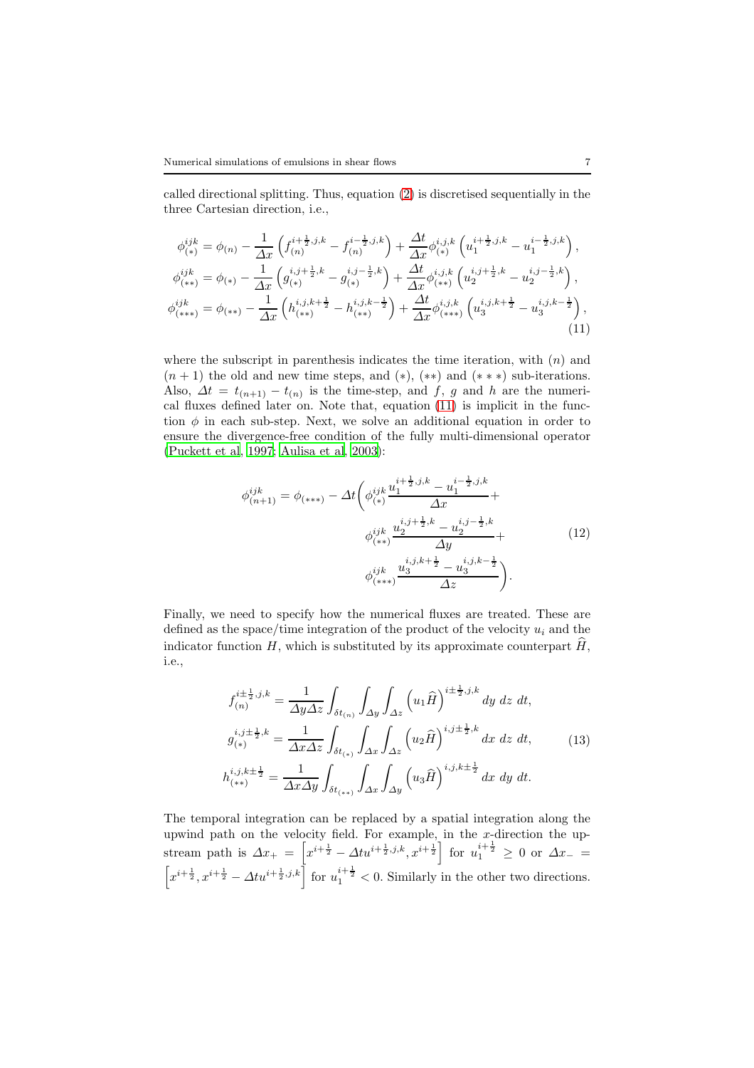called directional splitting. Thus, equation (2) is discretised sequentially in the three Cartesian direction, i.e.,

$$
\begin{aligned}
\phi^{ijk}_{(*)} &= \phi_{(n)} - \frac{1}{\Delta x}\left(f^{i+\frac{1}{2},j,k}_{(n)} - f^{i-\frac{1}{2},j,k}_{(n)}\right) + \frac{\Delta t}{\Delta x}\phi^{i,j,k}_{(*)}\left(u_1^{i+\frac{1}{2},j,k} - u_1^{i-\frac{1}{2},j,k}\right), \\
\phi^{ijk}_{(**)} &= \phi_{(*)} - \frac{1}{\Delta x}\left(g^{i,j+\frac{1}{2},k}_{(*)} - g^{i,j-\frac{1}{2},k}_{(*)}\right) + \frac{\Delta t}{\Delta x}\phi^{i,j,k}_{(**)}\left(u_2^{i,j+\frac{1}{2},k} - u_2^{i,j-\frac{1}{2},k}\right), \\
\phi^{ijk}_{(***)} &= \phi_{(**)} - \frac{1}{\Delta x}\left(h^{i,j,k+\frac{1}{2}}_{(**)} - h^{i,j,k-\frac{1}{2}}_{(**)}\right) + \frac{\Delta t}{\Delta x}\phi^{i,j,k}_{(***)}\left(u_3^{i,j,k+\frac{1}{2}} - u_3^{i,j,k-\frac{1}{2}}\right),
\end{aligned}
\tag{11}
$$

where the subscript in parenthesis indicates the time iteration, with $(n)$ and $(n+1)$ the old and new time steps, and $(*)$, $(**)$ and $(***)$ sub-iterations. Also, $\Delta t = t_{(n+1)} - t_{(n)}$ is the time-step, and $f$, $g$ and $h$ are the numerical fluxes defined later on. Note that, equation (11) is implicit in the function $\phi$ in each sub-step. Next, we solve an additional equation in order to ensure the divergence-free condition of the fully multi-dimensional operator (Puckett et al, 1997; Aulisa et al, 2003):

$$
\begin{aligned}
\phi^{ijk}_{(n+1)} = \phi_{(***)} - \Delta t\Bigg(&\phi^{ijk}_{(*)}\frac{u_1^{i+\frac{1}{2},j,k} - u_1^{i-\frac{1}{2},j,k}}{\Delta x} + \\
&\phi^{ijk}_{(**)}\frac{u_2^{i,j+\frac{1}{2},k} - u_2^{i,j-\frac{1}{2},k}}{\Delta y} + \\
&\phi^{ijk}_{(***)}\frac{u_3^{i,j,k+\frac{1}{2}} - u_3^{i,j,k-\frac{1}{2}}}{\Delta z}\Bigg).
\end{aligned}
\tag{12}
$$

Finally, we need to specify how the numerical fluxes are treated. These are defined as the space/time integration of the product of the velocity $u_i$ and the indicator function $H$, which is substituted by its approximate counterpart $\widehat{H}$, i.e.,

$$
\begin{aligned}
f^{i\pm\frac{1}{2},j,k}_{(n)} &= \frac{1}{\Delta y \Delta z}\int_{\delta t_{(n)}}\int_{\Delta y}\int_{\Delta z}\left(u_1\widehat{H}\right)^{i\pm\frac{1}{2},j,k} dy\ dz\ dt, \\
g^{i,j\pm\frac{1}{2},k}_{(*)} &= \frac{1}{\Delta x \Delta z}\int_{\delta t_{(*)}}\int_{\Delta x}\int_{\Delta z}\left(u_2\widehat{H}\right)^{i,j\pm\frac{1}{2},k} dx\ dz\ dt, \\
h^{i,j,k\pm\frac{1}{2}}_{(**)} &= \frac{1}{\Delta x \Delta y}\int_{\delta t_{(**)}}\int_{\Delta x}\int_{\Delta y}\left(u_3\widehat{H}\right)^{i,j,k\pm\frac{1}{2}} dx\ dy\ dt.
\end{aligned}
\tag{13}
$$

The temporal integration can be replaced by a spatial integration along the upwind path on the velocity field. For example, in the $x$-direction the upstream path is $\Delta x_+ = \left[x^{i+\frac{1}{2}} - \Delta t u^{i+\frac{1}{2},j,k}, x^{i+\frac{1}{2}}\right]$ for $u_1^{i+\frac{1}{2}} \geq 0$ or $\Delta x_- = \left[x^{i+\frac{1}{2}}, x^{i+\frac{1}{2}} - \Delta t u^{i+\frac{1}{2},j,k}\right]$ for $u_1^{i+\frac{1}{2}} < 0$. Similarly in the other two directions.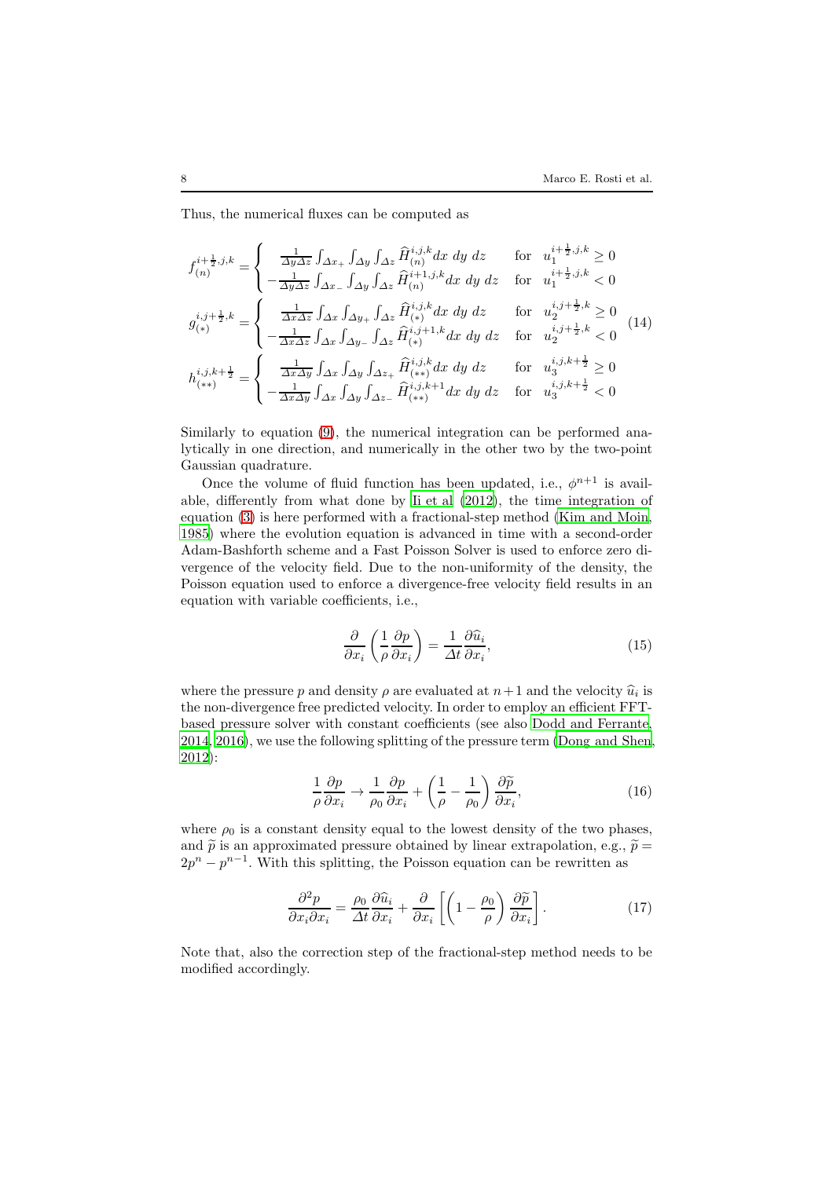Thus, the numerical fluxes can be computed as

$$
\begin{aligned}
f_{(n)}^{i+\frac{1}{2},j,k} &= \begin{cases} \frac{1}{\Delta y \Delta z} \int_{\Delta x_+} \int_{\Delta y} \int_{\Delta z} \widehat{H}_{(n)}^{i,j,k} dx\ dy\ dz & \text{for} \quad u_1^{i+\frac{1}{2},j,k} \geq 0 \\ -\frac{1}{\Delta y \Delta z} \int_{\Delta x_-} \int_{\Delta y} \int_{\Delta z} \widehat{H}_{(n)}^{i+1,j,k} dx\ dy\ dz & \text{for} \quad u_1^{i+\frac{1}{2},j,k} < 0 \end{cases} \\
g_{(*)}^{i,j+\frac{1}{2},k} &= \begin{cases} \frac{1}{\Delta x \Delta z} \int_{\Delta x} \int_{\Delta y_+} \int_{\Delta z} \widehat{H}_{(*)}^{i,j,k} dx\ dy\ dz & \text{for} \quad u_2^{i,j+\frac{1}{2},k} \geq 0 \\ -\frac{1}{\Delta x \Delta z} \int_{\Delta x} \int_{\Delta y_-} \int_{\Delta z} \widehat{H}_{(*)}^{i,j+1,k} dx\ dy\ dz & \text{for} \quad u_2^{i,j+\frac{1}{2},k} < 0 \end{cases} \\
h_{(**)}^{i,j,k+\frac{1}{2}} &= \begin{cases} \frac{1}{\Delta x \Delta y} \int_{\Delta x} \int_{\Delta y} \int_{\Delta z_+} \widehat{H}_{(**)}^{i,j,k} dx\ dy\ dz & \text{for} \quad u_3^{i,j,k+\frac{1}{2}} \geq 0 \\ -\frac{1}{\Delta x \Delta y} \int_{\Delta x} \int_{\Delta y} \int_{\Delta z_-} \widehat{H}_{(**)}^{i,j,k+1} dx\ dy\ dz & \text{for} \quad u_3^{i,j,k+\frac{1}{2}} < 0 \end{cases}
\end{aligned} \tag{14}
$$

Similarly to equation (9), the numerical integration can be performed analytically in one direction, and numerically in the other two by the two-point Gaussian quadrature.

Once the volume of fluid function has been updated, i.e., $\phi^{n+1}$ is available, differently from what done by Ii et al (2012), the time integration of equation (3) is here performed with a fractional-step method (Kim and Moin, 1985) where the evolution equation is advanced in time with a second-order Adam-Bashforth scheme and a Fast Poisson Solver is used to enforce zero divergence of the velocity field. Due to the non-uniformity of the density, the Poisson equation used to enforce a divergence-free velocity field results in an equation with variable coefficients, i.e.,

$$
\frac{\partial}{\partial x_i} \left( \frac{1}{\rho} \frac{\partial p}{\partial x_i} \right) = \frac{1}{\Delta t} \frac{\partial \widehat{u}_i}{\partial x_i}, \tag{15}
$$

where the pressure $p$ and density $\rho$ are evaluated at $n+1$ and the velocity $\widehat{u}_i$ is the non-divergence free predicted velocity. In order to employ an efficient FFT-based pressure solver with constant coefficients (see also Dodd and Ferrante, 2014, 2016), we use the following splitting of the pressure term (Dong and Shen, 2012):

$$
\frac{1}{\rho} \frac{\partial p}{\partial x_i} \rightarrow \frac{1}{\rho_0} \frac{\partial p}{\partial x_i} + \left( \frac{1}{\rho} - \frac{1}{\rho_0} \right) \frac{\partial \widetilde{p}}{\partial x_i}, \tag{16}
$$

where $\rho_0$ is a constant density equal to the lowest density of the two phases, and $\widetilde{p}$ is an approximated pressure obtained by linear extrapolation, e.g., $\widetilde{p} = 2p^n - p^{n-1}$. With this splitting, the Poisson equation can be rewritten as

$$
\frac{\partial^2 p}{\partial x_i \partial x_i} = \frac{\rho_0}{\Delta t} \frac{\partial \widehat{u}_i}{\partial x_i} + \frac{\partial}{\partial x_i} \left[ \left( 1 - \frac{\rho_0}{\rho} \right) \frac{\partial \widetilde{p}}{\partial x_i} \right]. \tag{17}
$$

Note that, also the correction step of the fractional-step method needs to be modified accordingly.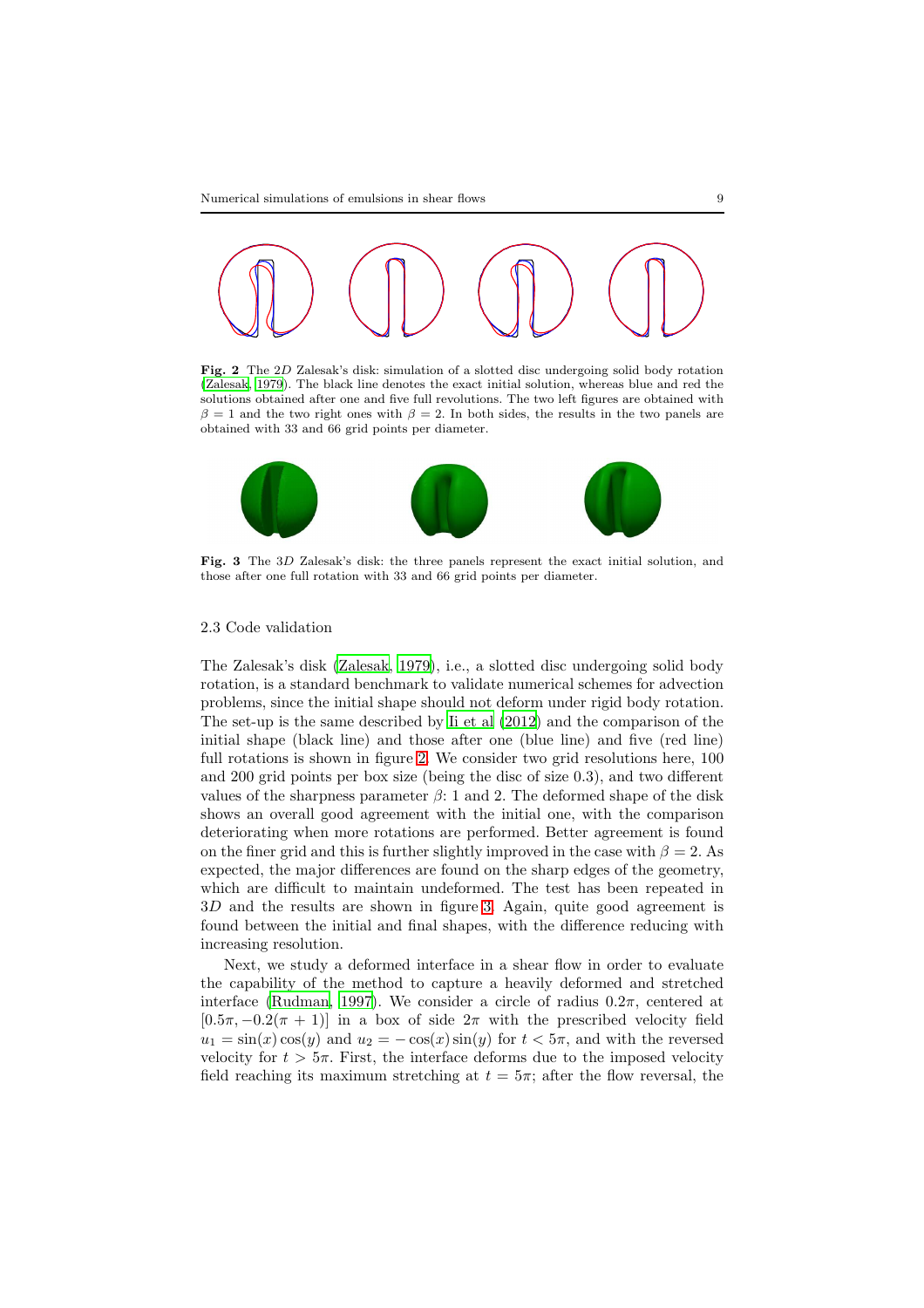**Fig. 2** The 2$D$ Zalesak's disk: simulation of a slotted disc undergoing solid body rotation (Zalesak, 1979). The black line denotes the exact initial solution, whereas blue and red the solutions obtained after one and five full revolutions. The two left figures are obtained with $\beta = 1$ and the two right ones with $\beta = 2$. In both sides, the results in the two panels are obtained with 33 and 66 grid points per diameter.

**Fig. 3** The 3$D$ Zalesak's disk: the three panels represent the exact initial solution, and those after one full rotation with 33 and 66 grid points per diameter.

### 2.3 Code validation

The Zalesak's disk (Zalesak, 1979), i.e., a slotted disc undergoing solid body rotation, is a standard benchmark to validate numerical schemes for advection problems, since the initial shape should not deform under rigid body rotation. The set-up is the same described by Ii et al (2012) and the comparison of the initial shape (black line) and those after one (blue line) and five (red line) full rotations is shown in figure 2. We consider two grid resolutions here, 100 and 200 grid points per box size (being the disc of size 0.3), and two different values of the sharpness parameter $\beta$: 1 and 2. The deformed shape of the disk shows an overall good agreement with the initial one, with the comparison deteriorating when more rotations are performed. Better agreement is found on the finer grid and this is further slightly improved in the case with $\beta = 2$. As expected, the major differences are found on the sharp edges of the geometry, which are difficult to maintain undeformed. The test has been repeated in 3$D$ and the results are shown in figure 3. Again, quite good agreement is found between the initial and final shapes, with the difference reducing with increasing resolution.

Next, we study a deformed interface in a shear flow in order to evaluate the capability of the method to capture a heavily deformed and stretched interface (Rudman, 1997). We consider a circle of radius $0.2\pi$, centered at $[0.5\pi, -0.2(\pi+1)]$ in a box of side $2\pi$ with the prescribed velocity field $u_1 = \sin(x)\cos(y)$ and $u_2 = -\cos(x)\sin(y)$ for $t < 5\pi$, and with the reversed velocity for $t > 5\pi$. First, the interface deforms due to the imposed velocity field reaching its maximum stretching at $t = 5\pi$; after the flow reversal, the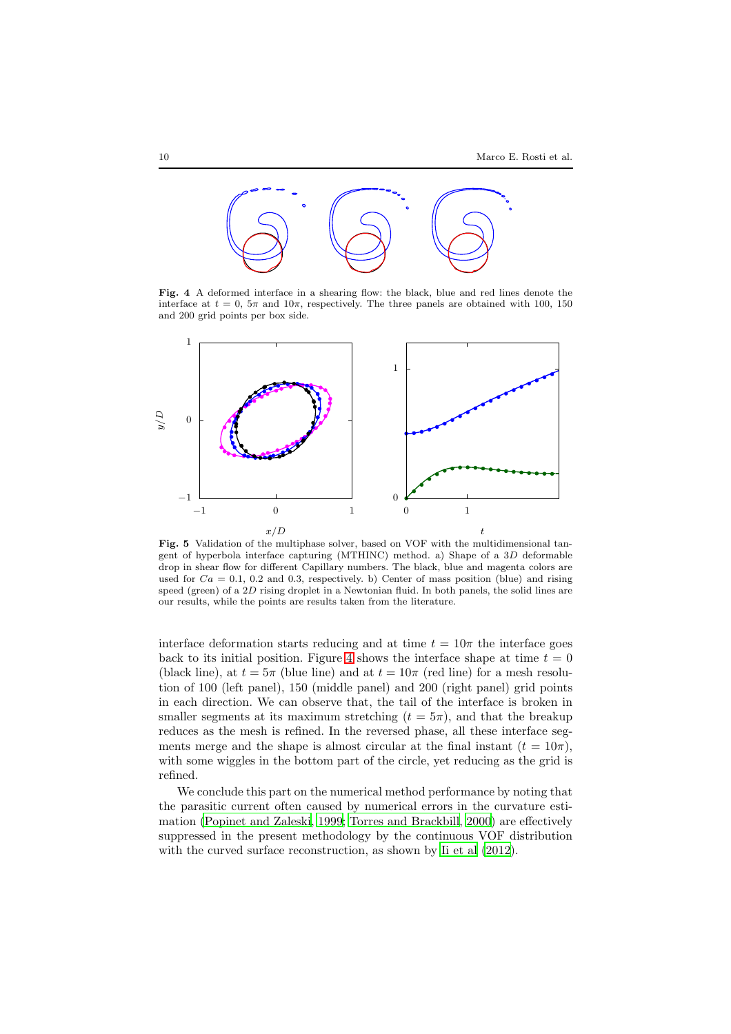**Fig. 4** A deformed interface in a shearing flow: the black, blue and red lines denote the interface at $t = 0$, $5\pi$ and $10\pi$, respectively. The three panels are obtained with 100, 150 and 200 grid points per box side.

**Fig. 5** Validation of the multiphase solver, based on VOF with the multidimensional tangent of hyperbola interface capturing (MTHINC) method. a) Shape of a $3D$ deformable drop in shear flow for different Capillary numbers. The black, blue and magenta colors are used for $Ca = 0.1$, $0.2$ and $0.3$, respectively. b) Center of mass position (blue) and rising speed (green) of a $2D$ rising droplet in a Newtonian fluid. In both panels, the solid lines are our results, while the points are results taken from the literature.

interface deformation starts reducing and at time $t = 10\pi$ the interface goes back to its initial position. Figure 4 shows the interface shape at time $t = 0$ (black line), at $t = 5\pi$ (blue line) and at $t = 10\pi$ (red line) for a mesh resolution of 100 (left panel), 150 (middle panel) and 200 (right panel) grid points in each direction. We can observe that, the tail of the interface is broken in smaller segments at its maximum stretching ($t = 5\pi$), and that the breakup reduces as the mesh is refined. In the reversed phase, all these interface segments merge and the shape is almost circular at the final instant ($t = 10\pi$), with some wiggles in the bottom part of the circle, yet reducing as the grid is refined.

We conclude this part on the numerical method performance by noting that the parasitic current often caused by numerical errors in the curvature estimation (Popinet and Zaleski, 1999; Torres and Brackbill, 2000) are effectively suppressed in the present methodology by the continuous VOF distribution with the curved surface reconstruction, as shown by Ii et al (2012).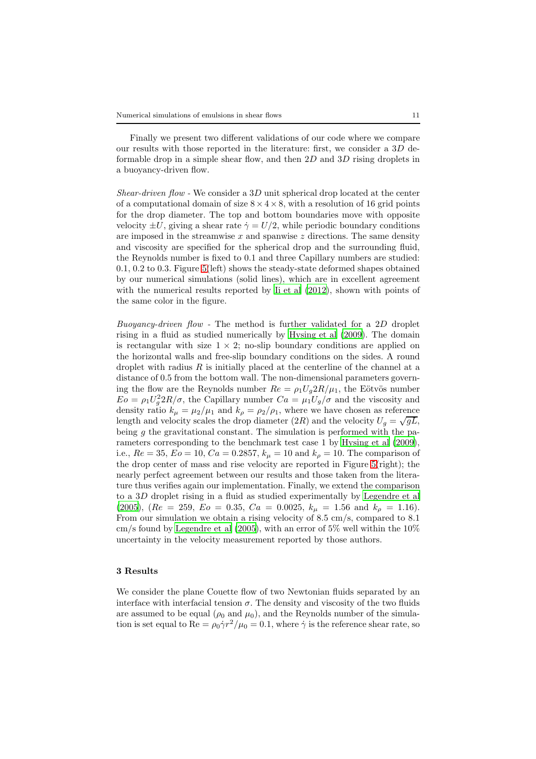Finally we present two different validations of our code where we compare our results with those reported in the literature: first, we consider a $3D$ deformable drop in a simple shear flow, and then $2D$ and $3D$ rising droplets in a buoyancy-driven flow.

*Shear-driven flow* - We consider a $3D$ unit spherical drop located at the center of a computational domain of size $8 \times 4 \times 8$, with a resolution of 16 grid points for the drop diameter. The top and bottom boundaries move with opposite velocity $\pm U$, giving a shear rate $\dot{\gamma} = U/2$, while periodic boundary conditions are imposed in the streamwise $x$ and spanwise $z$ directions. The same density and viscosity are specified for the spherical drop and the surrounding fluid, the Reynolds number is fixed to 0.1 and three Capillary numbers are studied: 0.1, 0.2 to 0.3. Figure 5(left) shows the steady-state deformed shapes obtained by our numerical simulations (solid lines), which are in excellent agreement with the numerical results reported by Ii et al (2012), shown with points of the same color in the figure.

*Buoyancy-driven flow* - The method is further validated for a $2D$ droplet rising in a fluid as studied numerically by Hysing et al (2009). The domain is rectangular with size $1 \times 2$; no-slip boundary conditions are applied on the horizontal walls and free-slip boundary conditions on the sides. A round droplet with radius $R$ is initially placed at the centerline of the channel at a distance of 0.5 from the bottom wall. The non-dimensional parameters governing the flow are the Reynolds number $Re = \rho_1 U_g 2R/\mu_1$, the Eötvös number $Eo = \rho_1 U_g^2 2R/\sigma$, the Capillary number $Ca = \mu_1 U_g/\sigma$ and the viscosity and density ratio $k_\mu = \mu_2/\mu_1$ and $k_\rho = \rho_2/\rho_1$, where we have chosen as reference length and velocity scales the drop diameter ($2R$) and the velocity $U_g = \sqrt{gL}$, being $g$ the gravitational constant. The simulation is performed with the parameters corresponding to the benchmark test case 1 by Hysing et al (2009), i.e., $Re = 35$, $Eo = 10$, $Ca = 0.2857$, $k_\mu = 10$ and $k_\rho = 10$. The comparison of the drop center of mass and rise velocity are reported in Figure 5(right); the nearly perfect agreement between our results and those taken from the literature thus verifies again our implementation. Finally, we extend the comparison to a $3D$ droplet rising in a fluid as studied experimentally by Legendre et al (2005), ($Re = 259$, $Eo = 0.35$, $Ca = 0.0025$, $k_\mu = 1.56$ and $k_\rho = 1.16$). From our simulation we obtain a rising velocity of 8.5 cm/s, compared to 8.1 cm/s found by Legendre et al (2005), with an error of 5% well within the 10% uncertainty in the velocity measurement reported by those authors.

## 3 Results

We consider the plane Couette flow of two Newtonian fluids separated by an interface with interfacial tension $\sigma$. The density and viscosity of the two fluids are assumed to be equal ($\rho_0$ and $\mu_0$), and the Reynolds number of the simulation is set equal to $\mathrm{Re} = \rho_0 \dot{\gamma} r^2/\mu_0 = 0.1$, where $\dot{\gamma}$ is the reference shear rate, so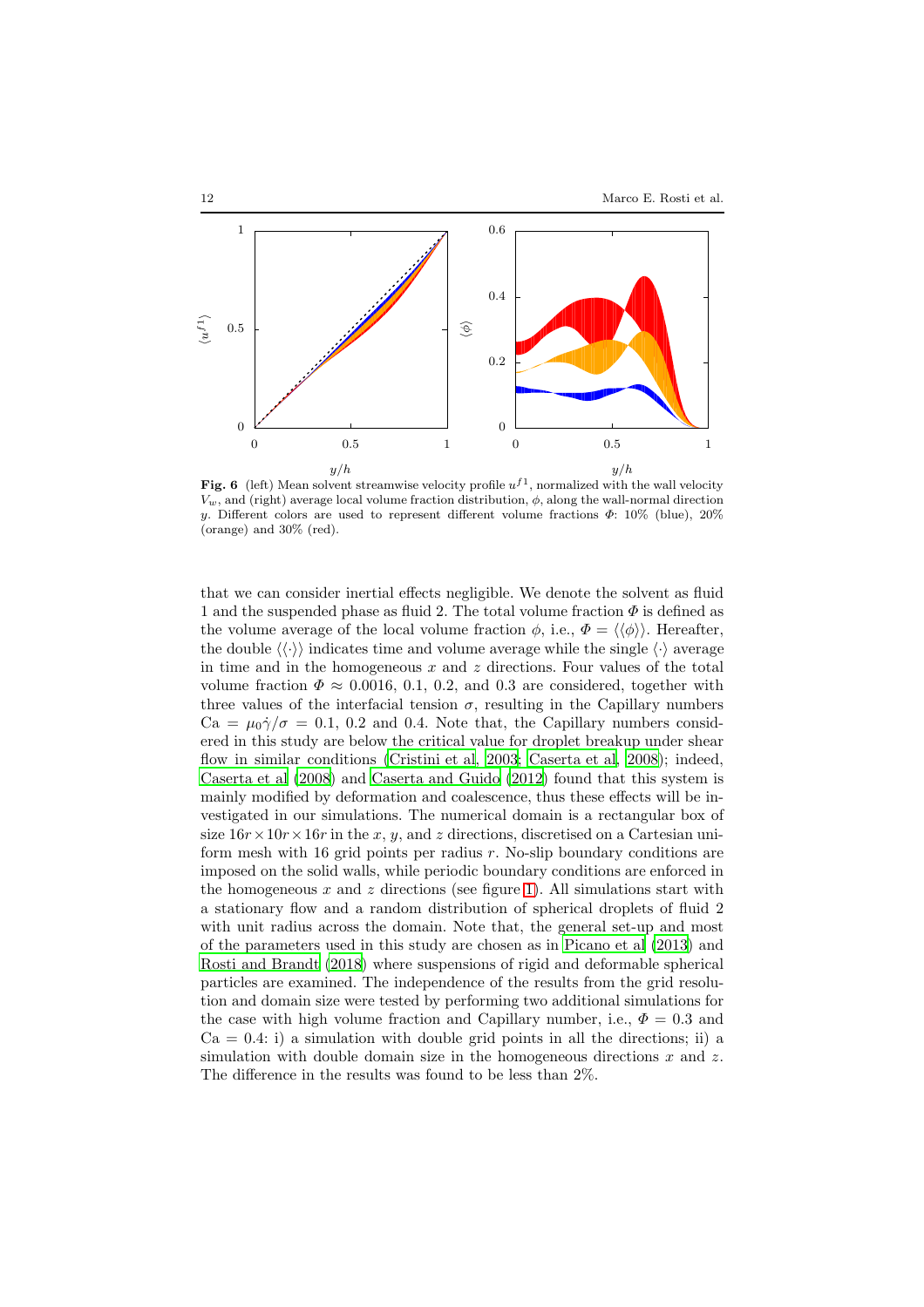**Fig. 6** (left) Mean solvent streamwise velocity profile $u^{f1}$, normalized with the wall velocity $V_w$, and (right) average local volume fraction distribution, $\phi$, along the wall-normal direction $y$. Different colors are used to represent different volume fractions $\Phi$: 10% (blue), 20% (orange) and 30% (red).

that we can consider inertial effects negligible. We denote the solvent as fluid 1 and the suspended phase as fluid 2. The total volume fraction $\Phi$ is defined as the volume average of the local volume fraction $\phi$, i.e., $\Phi = \langle\langle \phi \rangle\rangle$. Hereafter, the double $\langle\langle \cdot \rangle\rangle$ indicates time and volume average while the single $\langle \cdot \rangle$ average in time and in the homogeneous $x$ and $z$ directions. Four values of the total volume fraction $\Phi \approx 0.0016$, 0.1, 0.2, and 0.3 are considered, together with three values of the interfacial tension $\sigma$, resulting in the Capillary numbers $\text{Ca} = \mu_0 \dot{\gamma}/\sigma = 0.1$, 0.2 and 0.4. Note that, the Capillary numbers considered in this study are below the critical value for droplet breakup under shear flow in similar conditions (Cristini et al, 2003; Caserta et al, 2008); indeed, Caserta et al (2008) and Caserta and Guido (2012) found that this system is mainly modified by deformation and coalescence, thus these effects will be investigated in our simulations. The numerical domain is a rectangular box of size $16r \times 10r \times 16r$ in the $x$, $y$, and $z$ directions, discretised on a Cartesian uniform mesh with 16 grid points per radius $r$. No-slip boundary conditions are imposed on the solid walls, while periodic boundary conditions are enforced in the homogeneous $x$ and $z$ directions (see figure 1). All simulations start with a stationary flow and a random distribution of spherical droplets of fluid 2 with unit radius across the domain. Note that, the general set-up and most of the parameters used in this study are chosen as in Picano et al (2013) and Rosti and Brandt (2018) where suspensions of rigid and deformable spherical particles are examined. The independence of the results from the grid resolution and domain size were tested by performing two additional simulations for the case with high volume fraction and Capillary number, i.e., $\Phi = 0.3$ and $\text{Ca} = 0.4$: i) a simulation with double grid points in all the directions; ii) a simulation with double domain size in the homogeneous directions $x$ and $z$. The difference in the results was found to be less than 2%.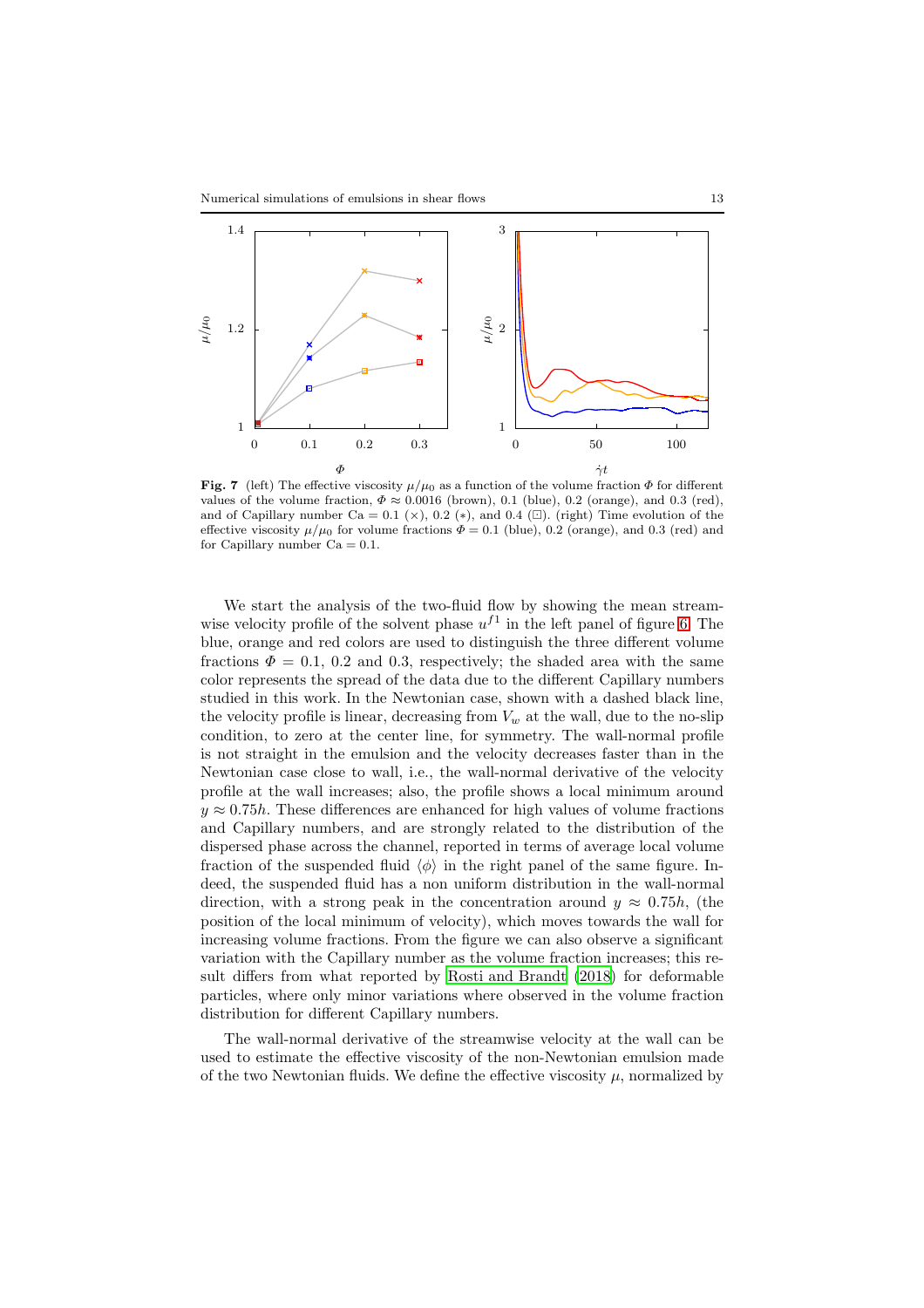**Fig. 7** (left) The effective viscosity $\mu/\mu_0$ as a function of the volume fraction $\Phi$ for different values of the volume fraction, $\Phi \approx 0.0016$ (brown), 0.1 (blue), 0.2 (orange), and 0.3 (red), and of Capillary number $\mathrm{Ca} = 0.1$ ($\times$), 0.2 ($*$), and 0.4 ($\boxdot$). (right) Time evolution of the effective viscosity $\mu/\mu_0$ for volume fractions $\Phi = 0.1$ (blue), 0.2 (orange), and 0.3 (red) and for Capillary number $\mathrm{Ca} = 0.1$.

We start the analysis of the two-fluid flow by showing the mean streamwise velocity profile of the solvent phase $u^{f1}$ in the left panel of figure 6. The blue, orange and red colors are used to distinguish the three different volume fractions $\Phi = 0.1$, 0.2 and 0.3, respectively; the shaded area with the same color represents the spread of the data due to the different Capillary numbers studied in this work. In the Newtonian case, shown with a dashed black line, the velocity profile is linear, decreasing from $V_w$ at the wall, due to the no-slip condition, to zero at the center line, for symmetry. The wall-normal profile is not straight in the emulsion and the velocity decreases faster than in the Newtonian case close to wall, i.e., the wall-normal derivative of the velocity profile at the wall increases; also, the profile shows a local minimum around $y \approx 0.75h$. These differences are enhanced for high values of volume fractions and Capillary numbers, and are strongly related to the distribution of the dispersed phase across the channel, reported in terms of average local volume fraction of the suspended fluid $\langle \phi \rangle$ in the right panel of the same figure. Indeed, the suspended fluid has a non uniform distribution in the wall-normal direction, with a strong peak in the concentration around $y \approx 0.75h$, (the position of the local minimum of velocity), which moves towards the wall for increasing volume fractions. From the figure we can also observe a significant variation with the Capillary number as the volume fraction increases; this result differs from what reported by Rosti and Brandt (2018) for deformable particles, where only minor variations where observed in the volume fraction distribution for different Capillary numbers.

The wall-normal derivative of the streamwise velocity at the wall can be used to estimate the effective viscosity of the non-Newtonian emulsion made of the two Newtonian fluids. We define the effective viscosity $\mu$, normalized by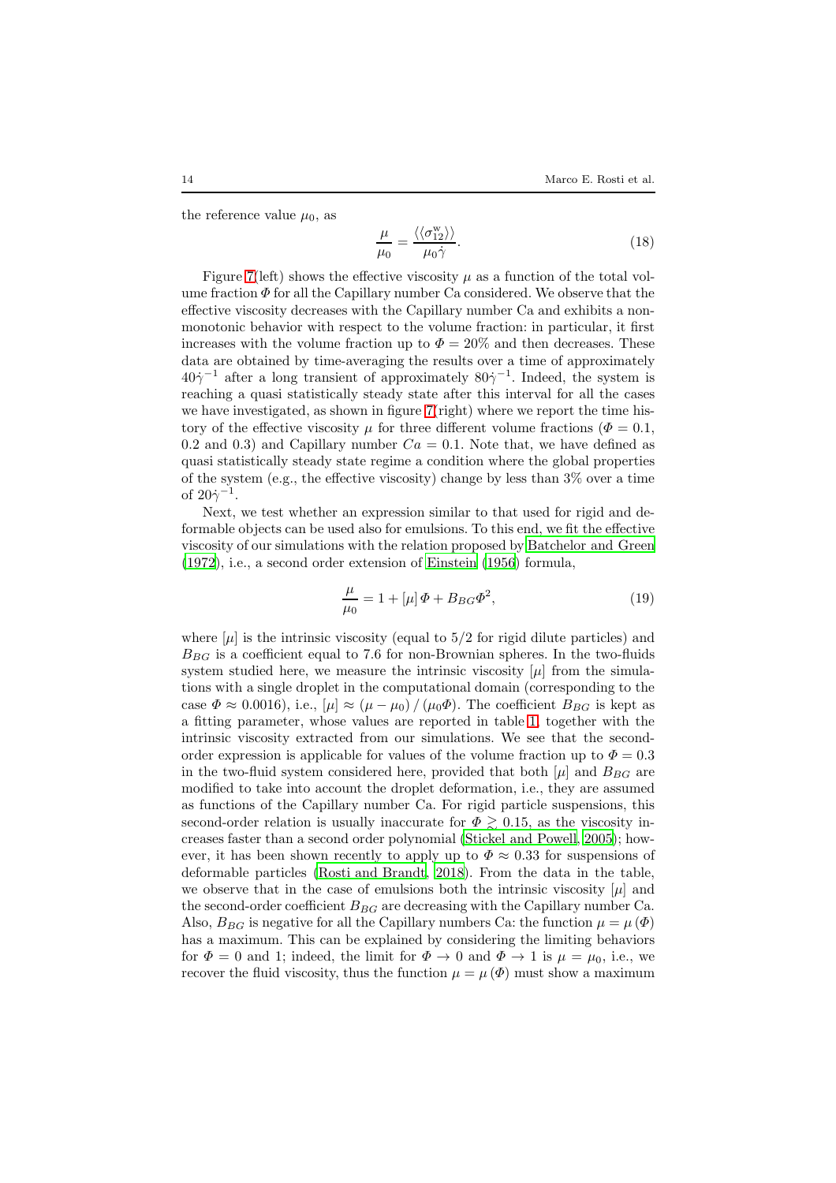the reference value $\mu_0$, as

$$\frac{\mu}{\mu_0} = \frac{\langle\langle \sigma_{12}^{\mathrm{w}} \rangle\rangle}{\mu_0 \dot{\gamma}}. \tag{18}$$

Figure 7(left) shows the effective viscosity $\mu$ as a function of the total volume fraction $\Phi$ for all the Capillary number Ca considered. We observe that the effective viscosity decreases with the Capillary number Ca and exhibits a non-monotonic behavior with respect to the volume fraction: in particular, it first increases with the volume fraction up to $\Phi = 20\%$ and then decreases. These data are obtained by time-averaging the results over a time of approximately $40\dot{\gamma}^{-1}$ after a long transient of approximately $80\dot{\gamma}^{-1}$. Indeed, the system is reaching a quasi statistically steady state after this interval for all the cases we have investigated, as shown in figure 7(right) where we report the time history of the effective viscosity $\mu$ for three different volume fractions ($\Phi = 0.1$, 0.2 and 0.3) and Capillary number $Ca = 0.1$. Note that, we have defined as quasi statistically steady state regime a condition where the global properties of the system (e.g., the effective viscosity) change by less than 3% over a time of $20\dot{\gamma}^{-1}$.

Next, we test whether an expression similar to that used for rigid and deformable objects can be used also for emulsions. To this end, we fit the effective viscosity of our simulations with the relation proposed by Batchelor and Green (1972), i.e., a second order extension of Einstein (1956) formula,

$$\frac{\mu}{\mu_0} = 1 + [\mu]\, \Phi + B_{BG} \Phi^2, \tag{19}$$

where $[\mu]$ is the intrinsic viscosity (equal to 5/2 for rigid dilute particles) and $B_{BG}$ is a coefficient equal to 7.6 for non-Brownian spheres. In the two-fluids system studied here, we measure the intrinsic viscosity $[\mu]$ from the simulations with a single droplet in the computational domain (corresponding to the case $\Phi \approx 0.0016$), i.e., $[\mu] \approx (\mu - \mu_0) / (\mu_0 \Phi)$. The coefficient $B_{BG}$ is kept as a fitting parameter, whose values are reported in table 1, together with the intrinsic viscosity extracted from our simulations. We see that the second-order expression is applicable for values of the volume fraction up to $\Phi = 0.3$ in the two-fluid system considered here, provided that both $[\mu]$ and $B_{BG}$ are modified to take into account the droplet deformation, i.e., they are assumed as functions of the Capillary number Ca. For rigid particle suspensions, this second-order relation is usually inaccurate for $\Phi \gtrsim 0.15$, as the viscosity increases faster than a second order polynomial (Stickel and Powell, 2005); however, it has been shown recently to apply up to $\Phi \approx 0.33$ for suspensions of deformable particles (Rosti and Brandt, 2018). From the data in the table, we observe that in the case of emulsions both the intrinsic viscosity $[\mu]$ and the second-order coefficient $B_{BG}$ are decreasing with the Capillary number Ca. Also, $B_{BG}$ is negative for all the Capillary numbers Ca: the function $\mu = \mu(\Phi)$ has a maximum. This can be explained by considering the limiting behaviors for $\Phi = 0$ and 1; indeed, the limit for $\Phi \to 0$ and $\Phi \to 1$ is $\mu = \mu_0$, i.e., we recover the fluid viscosity, thus the function $\mu = \mu(\Phi)$ must show a maximum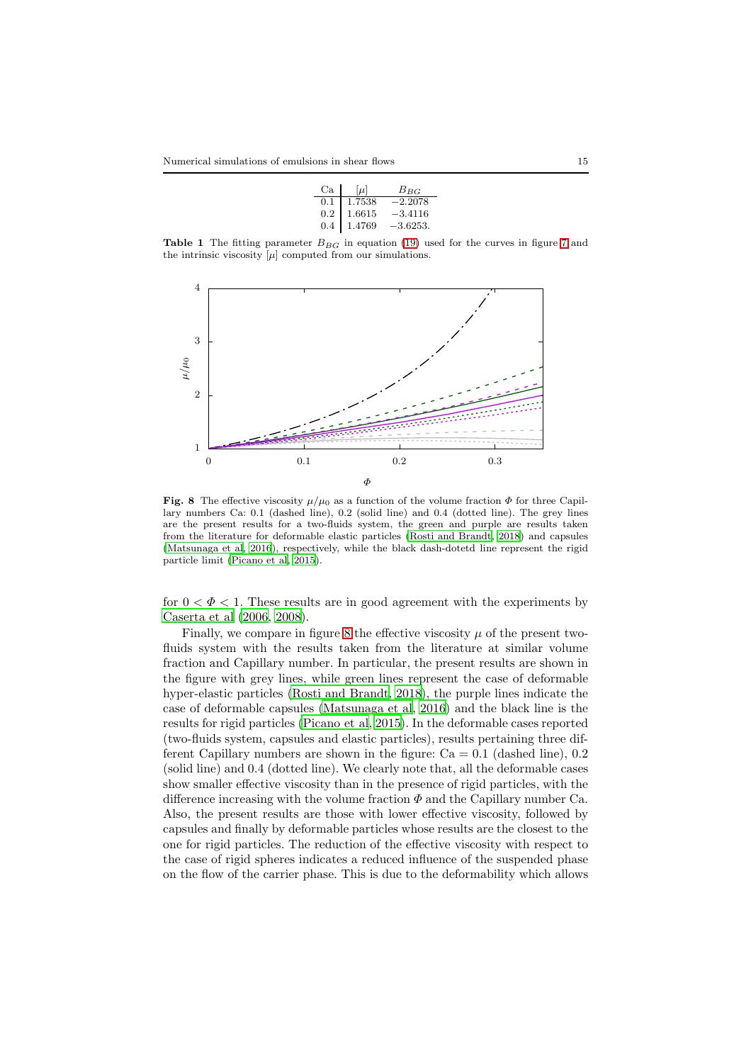| Ca | $[\mu]$ | $B_{BG}$ |
|---|---|---|
| 0.1 | 1.7538 | $-2.2078$ |
| 0.2 | 1.6615 | $-3.4116$ |
| 0.4 | 1.4769 | $-3.6253.$ |

**Table 1** The fitting parameter $B_{BG}$ in equation (19) used for the curves in figure 7 and the intrinsic viscosity $[\mu]$ computed from our simulations.

**Fig. 8** The effective viscosity $\mu/\mu_0$ as a function of the volume fraction $\Phi$ for three Capillary numbers Ca: 0.1 (dashed line), 0.2 (solid line) and 0.4 (dotted line). The grey lines are the present results for a two-fluids system, the green and purple are results taken from the literature for deformable elastic particles (Rosti and Brandt, 2018) and capsules (Matsunaga et al, 2016), respectively, while the black dash-dotetd line represent the rigid particle limit (Picano et al, 2015).

for $0 < \Phi < 1$. These results are in good agreement with the experiments by Caserta et al (2006, 2008).

Finally, we compare in figure 8 the effective viscosity $\mu$ of the present two-fluids system with the results taken from the literature at similar volume fraction and Capillary number. In particular, the present results are shown in the figure with grey lines, while green lines represent the case of deformable hyper-elastic particles (Rosti and Brandt, 2018), the purple lines indicate the case of deformable capsules (Matsunaga et al, 2016) and the black line is the results for rigid particles (Picano et al, 2015). In the deformable cases reported (two-fluids system, capsules and elastic particles), results pertaining three different Capillary numbers are shown in the figure: Ca = 0.1 (dashed line), 0.2 (solid line) and 0.4 (dotted line). We clearly note that, all the deformable cases show smaller effective viscosity than in the presence of rigid particles, with the difference increasing with the volume fraction $\Phi$ and the Capillary number Ca. Also, the present results are those with lower effective viscosity, followed by capsules and finally by deformable particles whose results are the closest to the one for rigid particles. The reduction of the effective viscosity with respect to the case of rigid spheres indicates a reduced influence of the suspended phase on the flow of the carrier phase. This is due to the deformability which allows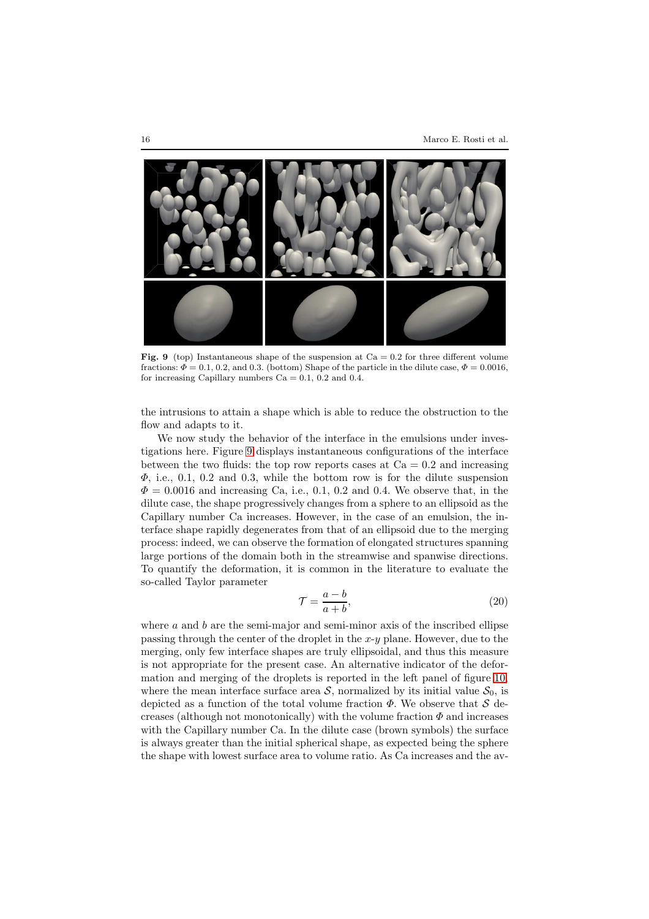**Fig. 9** (top) Instantaneous shape of the suspension at $\mathrm{Ca} = 0.2$ for three different volume fractions: $\Phi = 0.1$, $0.2$, and $0.3$. (bottom) Shape of the particle in the dilute case, $\Phi = 0.0016$, for increasing Capillary numbers $\mathrm{Ca} = 0.1$, $0.2$ and $0.4$.

the intrusions to attain a shape which is able to reduce the obstruction to the flow and adapts to it.

We now study the behavior of the interface in the emulsions under investigations here. Figure 9 displays instantaneous configurations of the interface between the two fluids: the top row reports cases at $\mathrm{Ca} = 0.2$ and increasing $\Phi$, i.e., 0.1, 0.2 and 0.3, while the bottom row is for the dilute suspension $\Phi = 0.0016$ and increasing Ca, i.e., 0.1, 0.2 and 0.4. We observe that, in the dilute case, the shape progressively changes from a sphere to an ellipsoid as the Capillary number Ca increases. However, in the case of an emulsion, the interface shape rapidly degenerates from that of an ellipsoid due to the merging process: indeed, we can observe the formation of elongated structures spanning large portions of the domain both in the streamwise and spanwise directions. To quantify the deformation, it is common in the literature to evaluate the so-called Taylor parameter

$$\mathcal{T} = \frac{a-b}{a+b}, \tag{20}$$

where $a$ and $b$ are the semi-major and semi-minor axis of the inscribed ellipse passing through the center of the droplet in the $x$-$y$ plane. However, due to the merging, only few interface shapes are truly ellipsoidal, and thus this measure is not appropriate for the present case. An alternative indicator of the deformation and merging of the droplets is reported in the left panel of figure 10, where the mean interface surface area $\mathcal{S}$, normalized by its initial value $\mathcal{S}_0$, is depicted as a function of the total volume fraction $\Phi$. We observe that $\mathcal{S}$ decreases (although not monotonically) with the volume fraction $\Phi$ and increases with the Capillary number Ca. In the dilute case (brown symbols) the surface is always greater than the initial spherical shape, as expected being the sphere the shape with lowest surface area to volume ratio. As Ca increases and the av-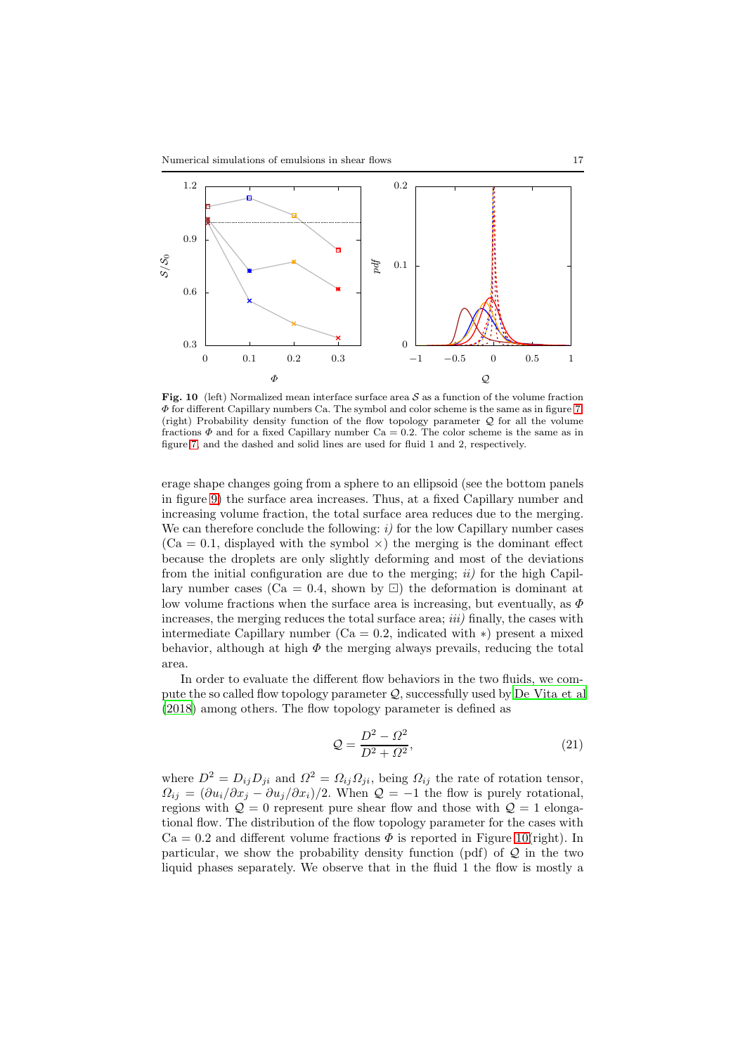**Fig. 10** (left) Normalized mean interface surface area $\mathcal{S}$ as a function of the volume fraction $\Phi$ for different Capillary numbers Ca. The symbol and color scheme is the same as in figure 7. (right) Probability density function of the flow topology parameter $\mathcal{Q}$ for all the volume fractions $\Phi$ and for a fixed Capillary number Ca = 0.2. The color scheme is the same as in figure 7, and the dashed and solid lines are used for fluid 1 and 2, respectively.

erage shape changes going from a sphere to an ellipsoid (see the bottom panels in figure 9) the surface area increases. Thus, at a fixed Capillary number and increasing volume fraction, the total surface area reduces due to the merging. We can therefore conclude the following: *i)* for the low Capillary number cases (Ca = 0.1, displayed with the symbol $\times$) the merging is the dominant effect because the droplets are only slightly deforming and most of the deviations from the initial configuration are due to the merging; *ii)* for the high Capillary number cases (Ca = 0.4, shown by $\boxdot$) the deformation is dominant at low volume fractions when the surface area is increasing, but eventually, as $\Phi$ increases, the merging reduces the total surface area; *iii)* finally, the cases with intermediate Capillary number (Ca = 0.2, indicated with $*$) present a mixed behavior, although at high $\Phi$ the merging always prevails, reducing the total area.

In order to evaluate the different flow behaviors in the two fluids, we compute the so called flow topology parameter $\mathcal{Q}$, successfully used by De Vita et al (2018) among others. The flow topology parameter is defined as

$$\mathcal{Q} = \frac{D^2 - \Omega^2}{D^2 + \Omega^2}, \tag{21}$$

where $D^2 = D_{ij}D_{ji}$ and $\Omega^2 = \Omega_{ij}\Omega_{ji}$, being $\Omega_{ij}$ the rate of rotation tensor, $\Omega_{ij} = (\partial u_i/\partial x_j - \partial u_j/\partial x_i)/2$. When $\mathcal{Q} = -1$ the flow is purely rotational, regions with $\mathcal{Q} = 0$ represent pure shear flow and those with $\mathcal{Q} = 1$ elongational flow. The distribution of the flow topology parameter for the cases with Ca = 0.2 and different volume fractions $\Phi$ is reported in Figure 10(right). In particular, we show the probability density function (pdf) of $\mathcal{Q}$ in the two liquid phases separately. We observe that in the fluid 1 the flow is mostly a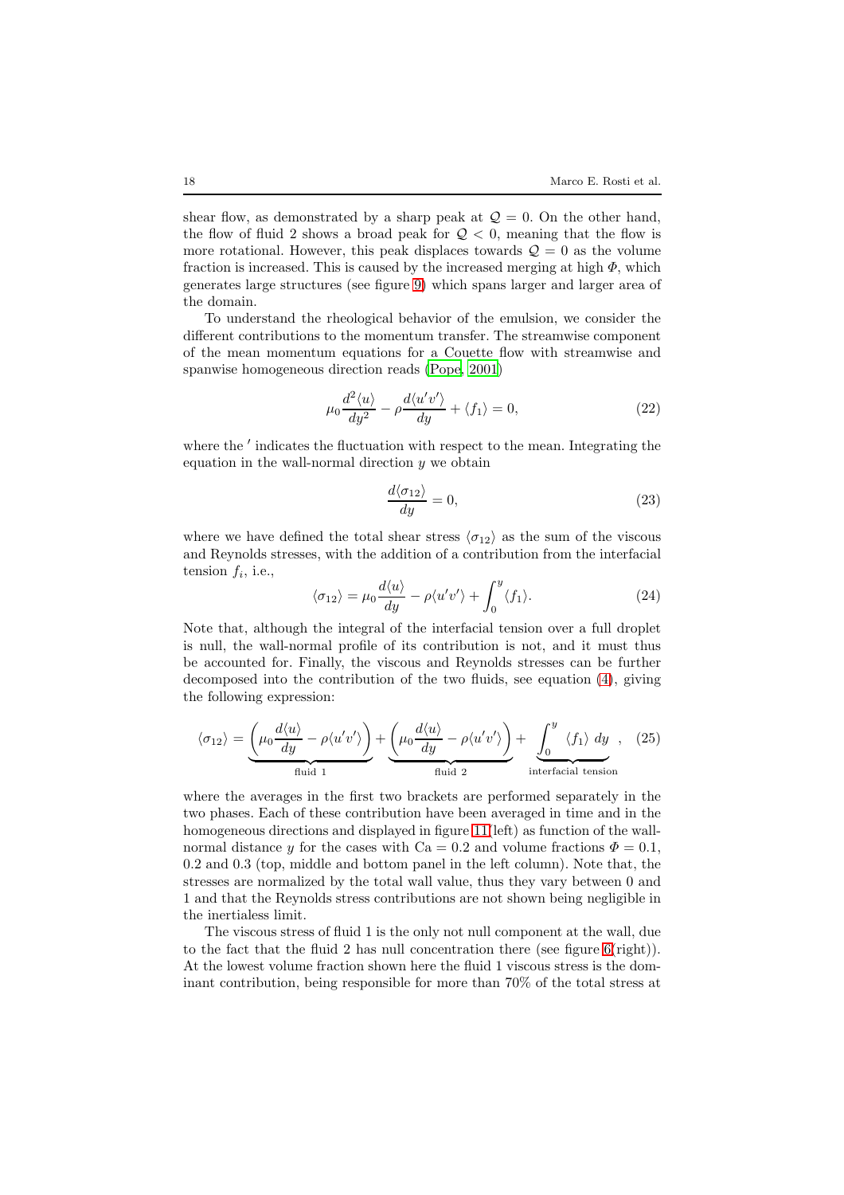shear flow, as demonstrated by a sharp peak at $\mathcal{Q} = 0$. On the other hand, the flow of fluid 2 shows a broad peak for $\mathcal{Q} < 0$, meaning that the flow is more rotational. However, this peak displaces towards $\mathcal{Q} = 0$ as the volume fraction is increased. This is caused by the increased merging at high $\Phi$, which generates large structures (see figure 9) which spans larger and larger area of the domain.

To understand the rheological behavior of the emulsion, we consider the different contributions to the momentum transfer. The streamwise component of the mean momentum equations for a Couette flow with streamwise and spanwise homogeneous direction reads (Pope, 2001)

$$\mu_0 \frac{d^2 \langle u \rangle}{dy^2} - \rho \frac{d \langle u'v' \rangle}{dy} + \langle f_1 \rangle = 0, \tag{22}$$

where the $'$ indicates the fluctuation with respect to the mean. Integrating the equation in the wall-normal direction $y$ we obtain

$$\frac{d \langle \sigma_{12} \rangle}{dy} = 0, \tag{23}$$

where we have defined the total shear stress $\langle \sigma_{12} \rangle$ as the sum of the viscous and Reynolds stresses, with the addition of a contribution from the interfacial tension $f_i$, i.e.,

$$\langle \sigma_{12} \rangle = \mu_0 \frac{d \langle u \rangle}{dy} - \rho \langle u'v' \rangle + \int_0^y \langle f_1 \rangle. \tag{24}$$

Note that, although the integral of the interfacial tension over a full droplet is null, the wall-normal profile of its contribution is not, and it must thus be accounted for. Finally, the viscous and Reynolds stresses can be further decomposed into the contribution of the two fluids, see equation (4), giving the following expression:

$$\langle \sigma_{12} \rangle = \underbrace{\left( \mu_0 \frac{d \langle u \rangle}{dy} - \rho \langle u'v' \rangle \right)}_{\text{fluid 1}} + \underbrace{\left( \mu_0 \frac{d \langle u \rangle}{dy} - \rho \langle u'v' \rangle \right)}_{\text{fluid 2}} + \underbrace{\int_0^y \langle f_1 \rangle \, dy}_{\text{interfacial tension}}, \tag{25}$$

where the averages in the first two brackets are performed separately in the two phases. Each of these contribution have been averaged in time and in the homogeneous directions and displayed in figure 11(left) as function of the wall-normal distance $y$ for the cases with $\mathrm{Ca} = 0.2$ and volume fractions $\Phi = 0.1$, $0.2$ and $0.3$ (top, middle and bottom panel in the left column). Note that, the stresses are normalized by the total wall value, thus they vary between 0 and 1 and that the Reynolds stress contributions are not shown being negligible in the inertialess limit.

The viscous stress of fluid 1 is the only not null component at the wall, due to the fact that the fluid 2 has null concentration there (see figure 6(right)). At the lowest volume fraction shown here the fluid 1 viscous stress is the dominant contribution, being responsible for more than 70% of the total stress at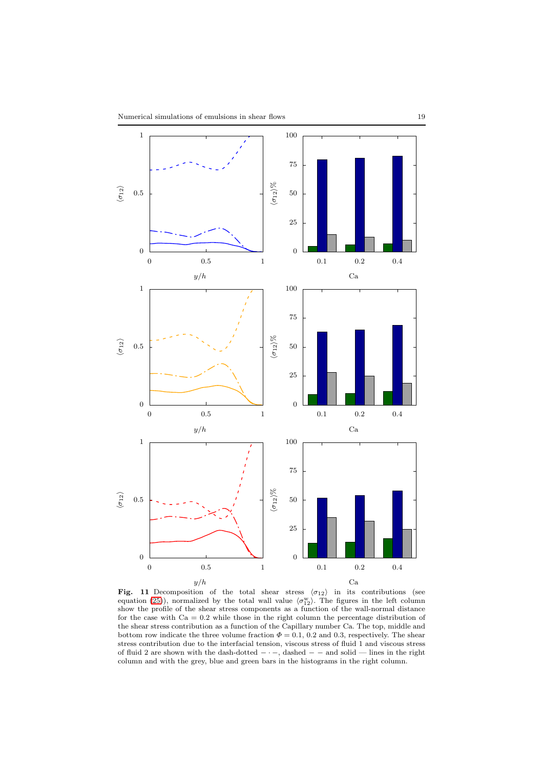**Fig. 11** Decomposition of the total shear stress $\langle \sigma_{12} \rangle$ in its contributions (see equation (25)), normalized by the total wall value $\langle \sigma_{12}^{\mathrm{w}} \rangle$. The figures in the left column show the profile of the shear stress components as a function of the wall-normal distance for the case with $\mathrm{Ca} = 0.2$ while those in the right column the percentage distribution of the shear stress contribution as a function of the Capillary number Ca. The top, middle and bottom row indicate the three volume fraction $\Phi = 0.1$, 0.2 and 0.3, respectively. The shear stress contribution due to the interfacial tension, viscous stress of fluid 1 and viscous stress of fluid 2 are shown with the dash-dotted $- \cdot -$, dashed $- \, -$ and solid — lines in the right column and with the grey, blue and green bars in the histograms in the right column.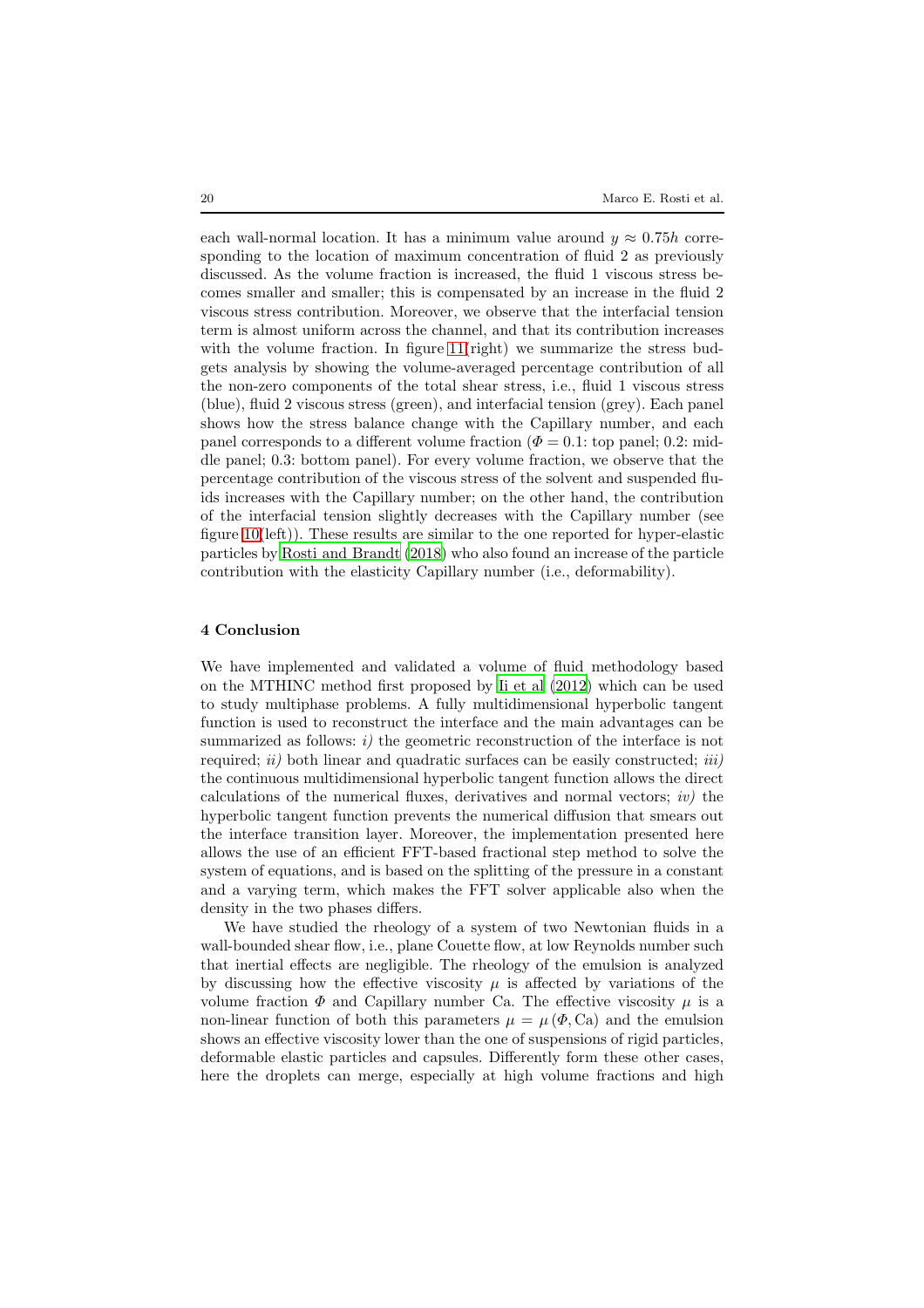each wall-normal location. It has a minimum value around $y \approx 0.75h$ corresponding to the location of maximum concentration of fluid 2 as previously discussed. As the volume fraction is increased, the fluid 1 viscous stress becomes smaller and smaller; this is compensated by an increase in the fluid 2 viscous stress contribution. Moreover, we observe that the interfacial tension term is almost uniform across the channel, and that its contribution increases with the volume fraction. In figure 11(right) we summarize the stress budgets analysis by showing the volume-averaged percentage contribution of all the non-zero components of the total shear stress, i.e., fluid 1 viscous stress (blue), fluid 2 viscous stress (green), and interfacial tension (grey). Each panel shows how the stress balance change with the Capillary number, and each panel corresponds to a different volume fraction ($\Phi = 0.1$: top panel; 0.2: middle panel; 0.3: bottom panel). For every volume fraction, we observe that the percentage contribution of the viscous stress of the solvent and suspended fluids increases with the Capillary number; on the other hand, the contribution of the interfacial tension slightly decreases with the Capillary number (see figure 10(left)). These results are similar to the one reported for hyper-elastic particles by Rosti and Brandt (2018) who also found an increase of the particle contribution with the elasticity Capillary number (i.e., deformability).

## 4 Conclusion

We have implemented and validated a volume of fluid methodology based on the MTHINC method first proposed by Ii et al (2012) which can be used to study multiphase problems. A fully multidimensional hyperbolic tangent function is used to reconstruct the interface and the main advantages can be summarized as follows: *i)* the geometric reconstruction of the interface is not required; *ii)* both linear and quadratic surfaces can be easily constructed; *iii)* the continuous multidimensional hyperbolic tangent function allows the direct calculations of the numerical fluxes, derivatives and normal vectors; *iv)* the hyperbolic tangent function prevents the numerical diffusion that smears out the interface transition layer. Moreover, the implementation presented here allows the use of an efficient FFT-based fractional step method to solve the system of equations, and is based on the splitting of the pressure in a constant and a varying term, which makes the FFT solver applicable also when the density in the two phases differs.

We have studied the rheology of a system of two Newtonian fluids in a wall-bounded shear flow, i.e., plane Couette flow, at low Reynolds number such that inertial effects are negligible. The rheology of the emulsion is analyzed by discussing how the effective viscosity $\mu$ is affected by variations of the volume fraction $\Phi$ and Capillary number Ca. The effective viscosity $\mu$ is a non-linear function of both this parameters $\mu = \mu\left(\Phi, \text{Ca}\right)$ and the emulsion shows an effective viscosity lower than the one of suspensions of rigid particles, deformable elastic particles and capsules. Differently form these other cases, here the droplets can merge, especially at high volume fractions and high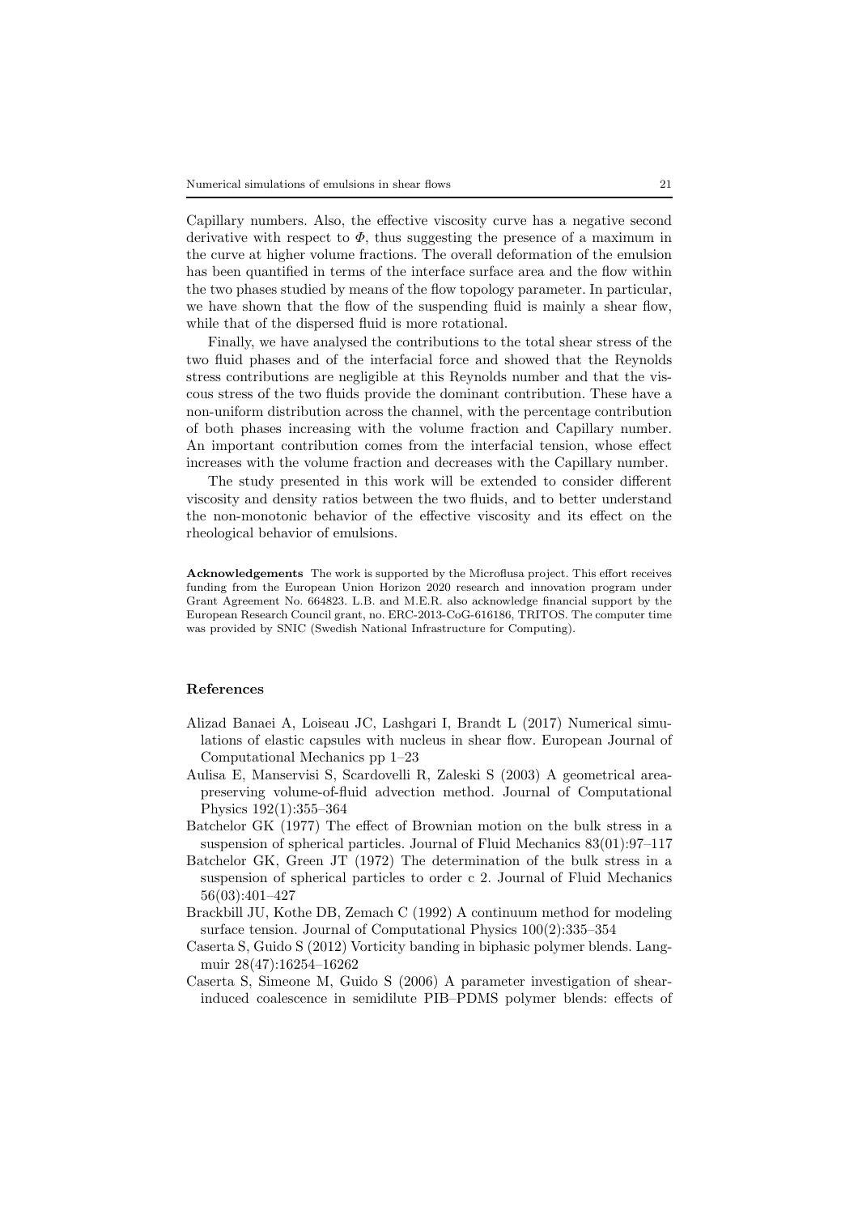Capillary numbers. Also, the effective viscosity curve has a negative second derivative with respect to $\Phi$, thus suggesting the presence of a maximum in the curve at higher volume fractions. The overall deformation of the emulsion has been quantified in terms of the interface surface area and the flow within the two phases studied by means of the flow topology parameter. In particular, we have shown that the flow of the suspending fluid is mainly a shear flow, while that of the dispersed fluid is more rotational.

Finally, we have analysed the contributions to the total shear stress of the two fluid phases and of the interfacial force and showed that the Reynolds stress contributions are negligible at this Reynolds number and that the viscous stress of the two fluids provide the dominant contribution. These have a non-uniform distribution across the channel, with the percentage contribution of both phases increasing with the volume fraction and Capillary number. An important contribution comes from the interfacial tension, whose effect increases with the volume fraction and decreases with the Capillary number.

The study presented in this work will be extended to consider different viscosity and density ratios between the two fluids, and to better understand the non-monotonic behavior of the effective viscosity and its effect on the rheological behavior of emulsions.

**Acknowledgements** The work is supported by the Microflusa project. This effort receives funding from the European Union Horizon 2020 research and innovation program under Grant Agreement No. 664823. L.B. and M.E.R. also acknowledge financial support by the European Research Council grant, no. ERC-2013-CoG-616186, TRITOS. The computer time was provided by SNIC (Swedish National Infrastructure for Computing).

## References

Alizad Banaei A, Loiseau JC, Lashgari I, Brandt L (2017) Numerical simulations of elastic capsules with nucleus in shear flow. European Journal of Computational Mechanics pp 1–23

Aulisa E, Manservisi S, Scardovelli R, Zaleski S (2003) A geometrical area-preserving volume-of-fluid advection method. Journal of Computational Physics 192(1):355–364

Batchelor GK (1977) The effect of Brownian motion on the bulk stress in a suspension of spherical particles. Journal of Fluid Mechanics 83(01):97–117

Batchelor GK, Green JT (1972) The determination of the bulk stress in a suspension of spherical particles to order c 2. Journal of Fluid Mechanics 56(03):401–427

Brackbill JU, Kothe DB, Zemach C (1992) A continuum method for modeling surface tension. Journal of Computational Physics 100(2):335–354

Caserta S, Guido S (2012) Vorticity banding in biphasic polymer blends. Langmuir 28(47):16254–16262

Caserta S, Simeone M, Guido S (2006) A parameter investigation of shear-induced coalescence in semidilute PIB–PDMS polymer blends: effects of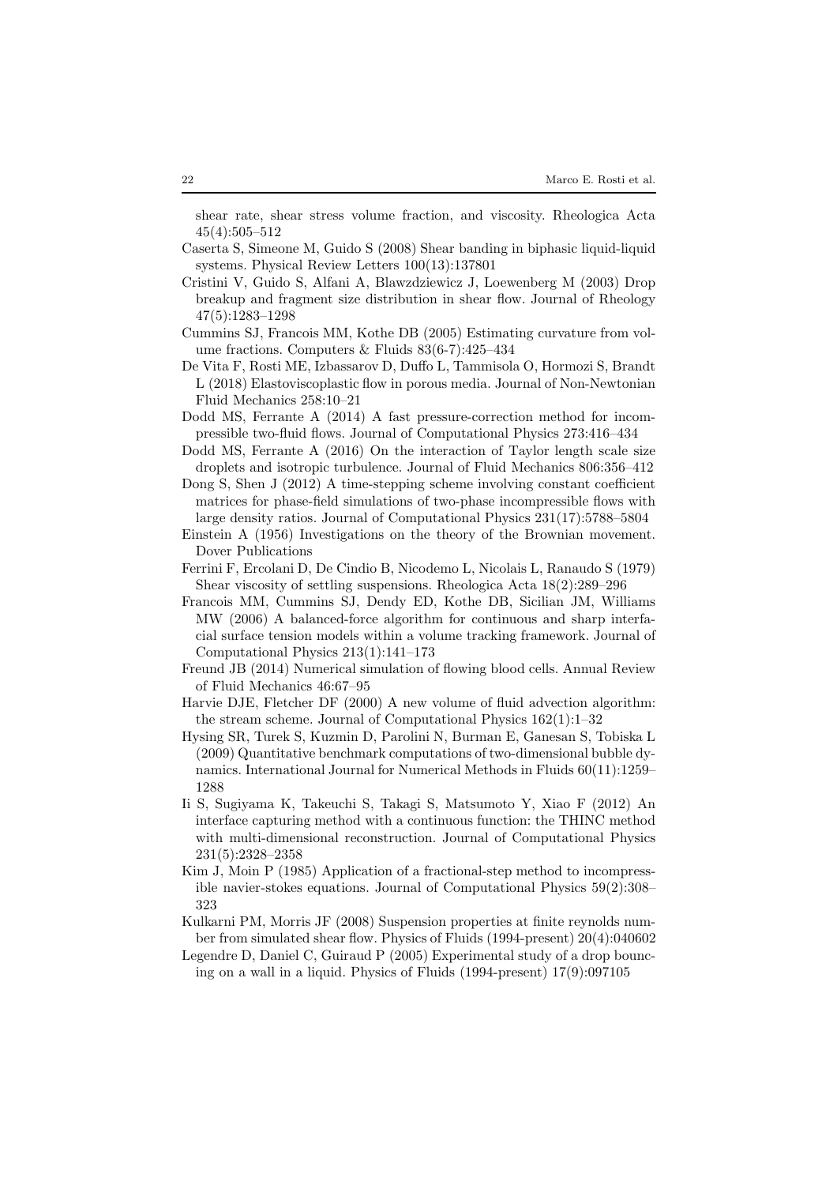shear rate, shear stress volume fraction, and viscosity. Rheologica Acta 45(4):505–512

Caserta S, Simeone M, Guido S (2008) Shear banding in biphasic liquid-liquid systems. Physical Review Letters 100(13):137801

Cristini V, Guido S, Alfani A, Blawzdziewicz J, Loewenberg M (2003) Drop breakup and fragment size distribution in shear flow. Journal of Rheology 47(5):1283–1298

Cummins SJ, Francois MM, Kothe DB (2005) Estimating curvature from volume fractions. Computers & Fluids 83(6-7):425–434

De Vita F, Rosti ME, Izbassarov D, Duffo L, Tammisola O, Hormozi S, Brandt L (2018) Elastoviscoplastic flow in porous media. Journal of Non-Newtonian Fluid Mechanics 258:10–21

Dodd MS, Ferrante A (2014) A fast pressure-correction method for incompressible two-fluid flows. Journal of Computational Physics 273:416–434

Dodd MS, Ferrante A (2016) On the interaction of Taylor length scale size droplets and isotropic turbulence. Journal of Fluid Mechanics 806:356–412

Dong S, Shen J (2012) A time-stepping scheme involving constant coefficient matrices for phase-field simulations of two-phase incompressible flows with large density ratios. Journal of Computational Physics 231(17):5788–5804

Einstein A (1956) Investigations on the theory of the Brownian movement. Dover Publications

Ferrini F, Ercolani D, De Cindio B, Nicodemo L, Nicolais L, Ranaudo S (1979) Shear viscosity of settling suspensions. Rheologica Acta 18(2):289–296

Francois MM, Cummins SJ, Dendy ED, Kothe DB, Sicilian JM, Williams MW (2006) A balanced-force algorithm for continuous and sharp interfacial surface tension models within a volume tracking framework. Journal of Computational Physics 213(1):141–173

Freund JB (2014) Numerical simulation of flowing blood cells. Annual Review of Fluid Mechanics 46:67–95

Harvie DJE, Fletcher DF (2000) A new volume of fluid advection algorithm: the stream scheme. Journal of Computational Physics 162(1):1–32

Hysing SR, Turek S, Kuzmin D, Parolini N, Burman E, Ganesan S, Tobiska L (2009) Quantitative benchmark computations of two-dimensional bubble dynamics. International Journal for Numerical Methods in Fluids 60(11):1259–1288

Ii S, Sugiyama K, Takeuchi S, Takagi S, Matsumoto Y, Xiao F (2012) An interface capturing method with a continuous function: the THINC method with multi-dimensional reconstruction. Journal of Computational Physics 231(5):2328–2358

Kim J, Moin P (1985) Application of a fractional-step method to incompressible navier-stokes equations. Journal of Computational Physics 59(2):308–323

Kulkarni PM, Morris JF (2008) Suspension properties at finite reynolds number from simulated shear flow. Physics of Fluids (1994-present) 20(4):040602

Legendre D, Daniel C, Guiraud P (2005) Experimental study of a drop bouncing on a wall in a liquid. Physics of Fluids (1994-present) 17(9):097105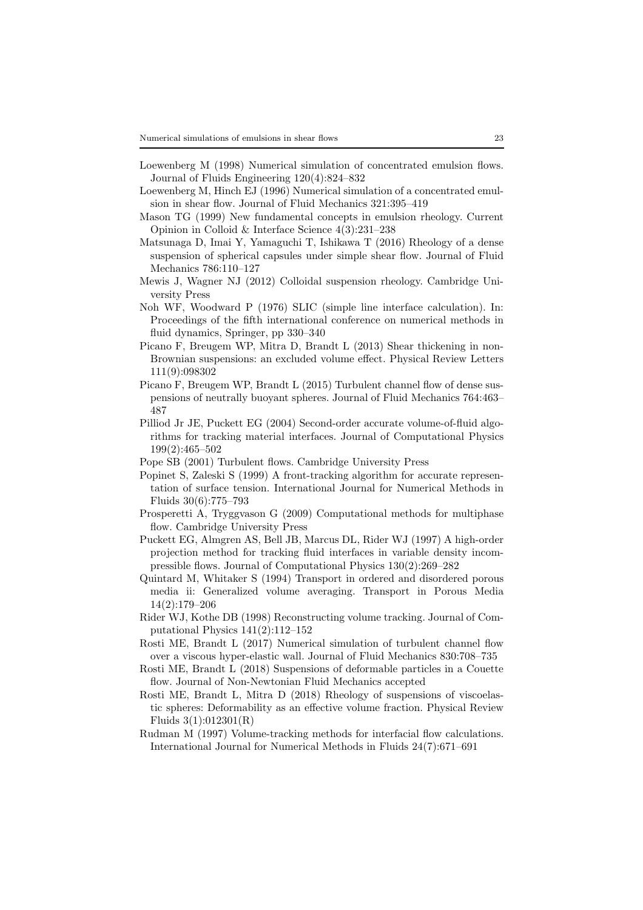Loewenberg M (1998) Numerical simulation of concentrated emulsion flows. Journal of Fluids Engineering 120(4):824–832

Loewenberg M, Hinch EJ (1996) Numerical simulation of a concentrated emulsion in shear flow. Journal of Fluid Mechanics 321:395–419

Mason TG (1999) New fundamental concepts in emulsion rheology. Current Opinion in Colloid & Interface Science 4(3):231–238

Matsunaga D, Imai Y, Yamaguchi T, Ishikawa T (2016) Rheology of a dense suspension of spherical capsules under simple shear flow. Journal of Fluid Mechanics 786:110–127

Mewis J, Wagner NJ (2012) Colloidal suspension rheology. Cambridge University Press

Noh WF, Woodward P (1976) SLIC (simple line interface calculation). In: Proceedings of the fifth international conference on numerical methods in fluid dynamics, Springer, pp 330–340

Picano F, Breugem WP, Mitra D, Brandt L (2013) Shear thickening in non-Brownian suspensions: an excluded volume effect. Physical Review Letters 111(9):098302

Picano F, Breugem WP, Brandt L (2015) Turbulent channel flow of dense suspensions of neutrally buoyant spheres. Journal of Fluid Mechanics 764:463–487

Pilliod Jr JE, Puckett EG (2004) Second-order accurate volume-of-fluid algorithms for tracking material interfaces. Journal of Computational Physics 199(2):465–502

Pope SB (2001) Turbulent flows. Cambridge University Press

Popinet S, Zaleski S (1999) A front-tracking algorithm for accurate representation of surface tension. International Journal for Numerical Methods in Fluids 30(6):775–793

Prosperetti A, Tryggvason G (2009) Computational methods for multiphase flow. Cambridge University Press

Puckett EG, Almgren AS, Bell JB, Marcus DL, Rider WJ (1997) A high-order projection method for tracking fluid interfaces in variable density incompressible flows. Journal of Computational Physics 130(2):269–282

Quintard M, Whitaker S (1994) Transport in ordered and disordered porous media ii: Generalized volume averaging. Transport in Porous Media 14(2):179–206

Rider WJ, Kothe DB (1998) Reconstructing volume tracking. Journal of Computational Physics 141(2):112–152

Rosti ME, Brandt L (2017) Numerical simulation of turbulent channel flow over a viscous hyper-elastic wall. Journal of Fluid Mechanics 830:708–735

Rosti ME, Brandt L (2018) Suspensions of deformable particles in a Couette flow. Journal of Non-Newtonian Fluid Mechanics accepted

Rosti ME, Brandt L, Mitra D (2018) Rheology of suspensions of viscoelastic spheres: Deformability as an effective volume fraction. Physical Review Fluids 3(1):012301(R)

Rudman M (1997) Volume-tracking methods for interfacial flow calculations. International Journal for Numerical Methods in Fluids 24(7):671–691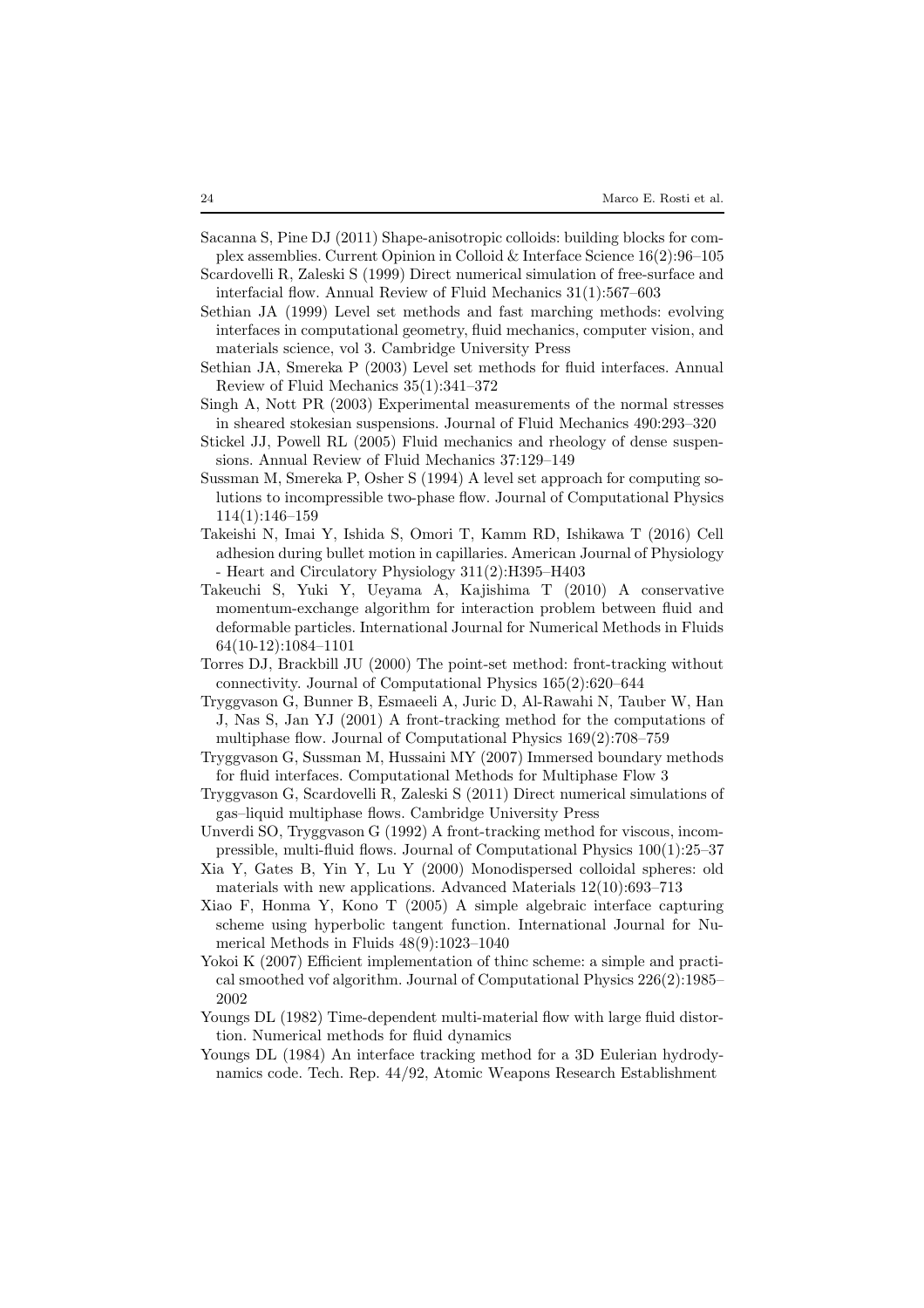Sacanna S, Pine DJ (2011) Shape-anisotropic colloids: building blocks for complex assemblies. Current Opinion in Colloid & Interface Science 16(2):96–105

Scardovelli R, Zaleski S (1999) Direct numerical simulation of free-surface and interfacial flow. Annual Review of Fluid Mechanics 31(1):567–603

Sethian JA (1999) Level set methods and fast marching methods: evolving interfaces in computational geometry, fluid mechanics, computer vision, and materials science, vol 3. Cambridge University Press

Sethian JA, Smereka P (2003) Level set methods for fluid interfaces. Annual Review of Fluid Mechanics 35(1):341–372

Singh A, Nott PR (2003) Experimental measurements of the normal stresses in sheared stokesian suspensions. Journal of Fluid Mechanics 490:293–320

Stickel JJ, Powell RL (2005) Fluid mechanics and rheology of dense suspensions. Annual Review of Fluid Mechanics 37:129–149

Sussman M, Smereka P, Osher S (1994) A level set approach for computing solutions to incompressible two-phase flow. Journal of Computational Physics 114(1):146–159

Takeishi N, Imai Y, Ishida S, Omori T, Kamm RD, Ishikawa T (2016) Cell adhesion during bullet motion in capillaries. American Journal of Physiology - Heart and Circulatory Physiology 311(2):H395–H403

Takeuchi S, Yuki Y, Ueyama A, Kajishima T (2010) A conservative momentum-exchange algorithm for interaction problem between fluid and deformable particles. International Journal for Numerical Methods in Fluids 64(10-12):1084–1101

Torres DJ, Brackbill JU (2000) The point-set method: front-tracking without connectivity. Journal of Computational Physics 165(2):620–644

Tryggvason G, Bunner B, Esmaeeli A, Juric D, Al-Rawahi N, Tauber W, Han J, Nas S, Jan YJ (2001) A front-tracking method for the computations of multiphase flow. Journal of Computational Physics 169(2):708–759

Tryggvason G, Sussman M, Hussaini MY (2007) Immersed boundary methods for fluid interfaces. Computational Methods for Multiphase Flow 3

Tryggvason G, Scardovelli R, Zaleski S (2011) Direct numerical simulations of gas–liquid multiphase flows. Cambridge University Press

Unverdi SO, Tryggvason G (1992) A front-tracking method for viscous, incompressible, multi-fluid flows. Journal of Computational Physics 100(1):25–37

Xia Y, Gates B, Yin Y, Lu Y (2000) Monodispersed colloidal spheres: old materials with new applications. Advanced Materials 12(10):693–713

Xiao F, Honma Y, Kono T (2005) A simple algebraic interface capturing scheme using hyperbolic tangent function. International Journal for Numerical Methods in Fluids 48(9):1023–1040

Yokoi K (2007) Efficient implementation of thinc scheme: a simple and practical smoothed vof algorithm. Journal of Computational Physics 226(2):1985–2002

Youngs DL (1982) Time-dependent multi-material flow with large fluid distortion. Numerical methods for fluid dynamics

Youngs DL (1984) An interface tracking method for a 3D Eulerian hydrodynamics code. Tech. Rep. 44/92, Atomic Weapons Research Establishment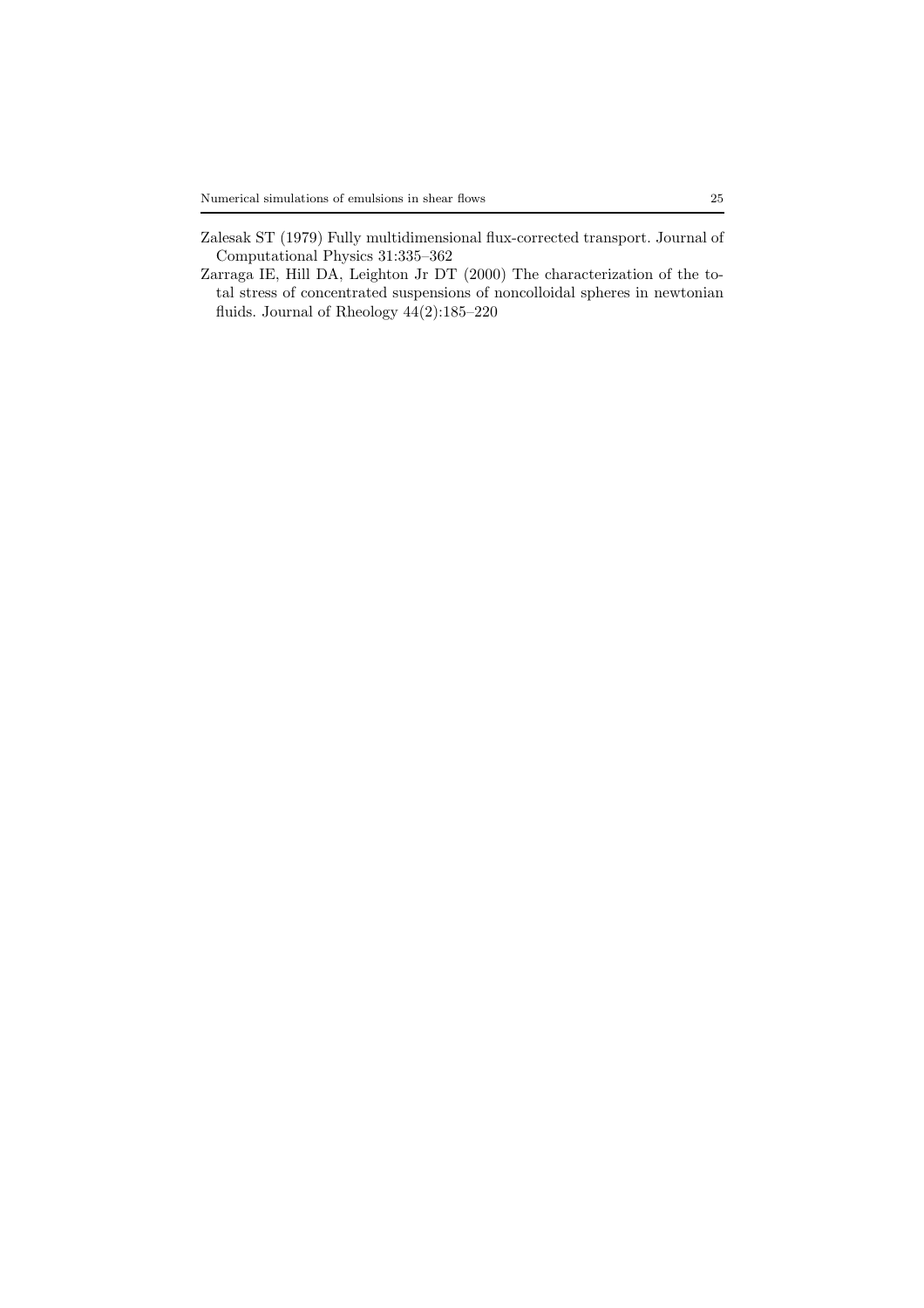Zalesak ST (1979) Fully multidimensional flux-corrected transport. Journal of Computational Physics 31:335–362

Zarraga IE, Hill DA, Leighton Jr DT (2000) The characterization of the total stress of concentrated suspensions of noncolloidal spheres in newtonian fluids. Journal of Rheology 44(2):185–220